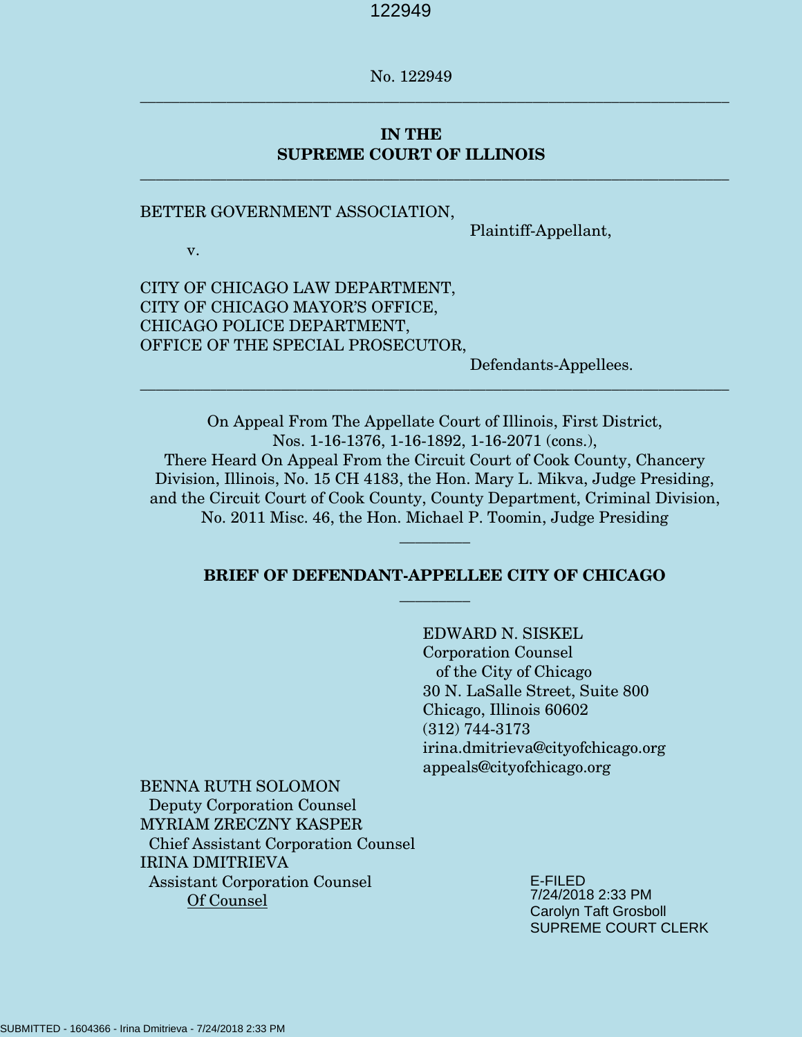No. 122949

---

**IN THE**
**SUPREME COURT OF ILLINOIS**

---

BETTER GOVERNMENT ASSOCIATION,

Plaintiff-Appellant,

v.

CITY OF CHICAGO LAW DEPARTMENT,
CITY OF CHICAGO MAYOR'S OFFICE,
CHICAGO POLICE DEPARTMENT,
OFFICE OF THE SPECIAL PROSECUTOR,

Defendants-Appellees.

---

On Appeal From The Appellate Court of Illinois, First District,
Nos. 1-16-1376, 1-16-1892, 1-16-2071 (cons.),
There Heard On Appeal From the Circuit Court of Cook County, Chancery Division, Illinois, No. 15 CH 4183, the Hon. Mary L. Mikva, Judge Presiding, and the Circuit Court of Cook County, County Department, Criminal Division, No. 2011 Misc. 46, the Hon. Michael P. Toomin, Judge Presiding

---

**BRIEF OF DEFENDANT-APPELLEE CITY OF CHICAGO**

---

EDWARD N. SISKEL
Corporation Counsel
of the City of Chicago
30 N. LaSalle Street, Suite 800
Chicago, Illinois 60602
(312) 744-3173
irina.dmitrieva@cityofchicago.org
appeals@cityofchicago.org

BENNA RUTH SOLOMON
Deputy Corporation Counsel
MYRIAM ZRECZNY KASPER
Chief Assistant Corporation Counsel
IRINA DMITRIEVA
Assistant Corporation Counsel
Of Counsel

E-FILED
7/24/2018 2:33 PM
Carolyn Taft Grosboll
SUPREME COURT CLERK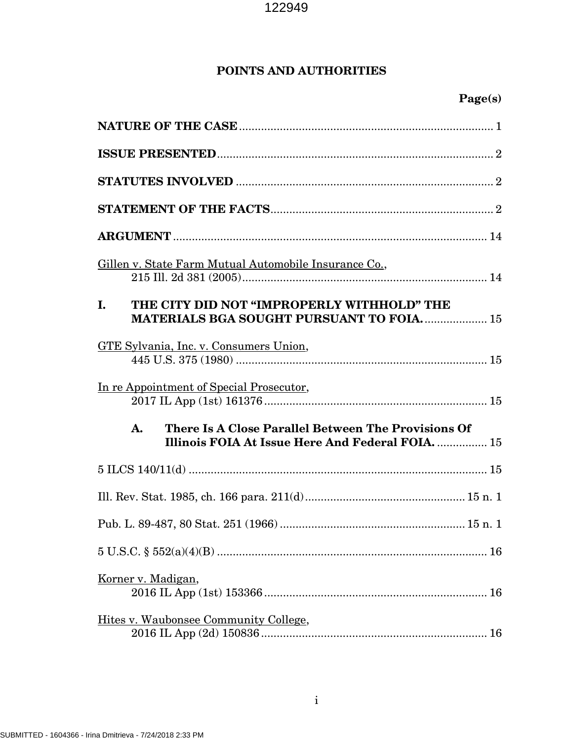# POINTS AND AUTHORITIES

**Page(s)**

**NATURE OF THE CASE** ................................................................................ 1

**ISSUE PRESENTED** ...................................................................................... 2

**STATUTES INVOLVED** ................................................................................. 2

**STATEMENT OF THE FACTS** ...................................................................... 2

**ARGUMENT** ................................................................................................. 14

Gillen v. State Farm Mutual Automobile Insurance Co.,
215 Ill. 2d 381 (2005) ........................................................................... 14

**I. THE CITY DID NOT "IMPROPERLY WITHHOLD" THE MATERIALS BGA SOUGHT PURSUANT TO FOIA.** .................. 15

GTE Sylvania, Inc. v. Consumers Union,
445 U.S. 375 (1980) .............................................................................. 15

In re Appointment of Special Prosecutor,
2017 IL App (1st) 161376 ..................................................................... 15

**A. There Is A Close Parallel Between The Provisions Of Illinois FOIA At Issue Here And Federal FOIA.** ............... 15

5 ILCS 140/11(d) ............................................................................................ 15

Ill. Rev. Stat. 1985, ch. 166 para. 211(d) ................................................. 15 n. 1

Pub. L. 89-487, 80 Stat. 251 (1966) ......................................................... 15 n. 1

5 U.S.C. § 552(a)(4)(B) .................................................................................. 16

Korner v. Madigan,
2016 IL App (1st) 153366 ..................................................................... 16

Hites v. Waubonsee Community College,
2016 IL App (2d) 150836 ...................................................................... 16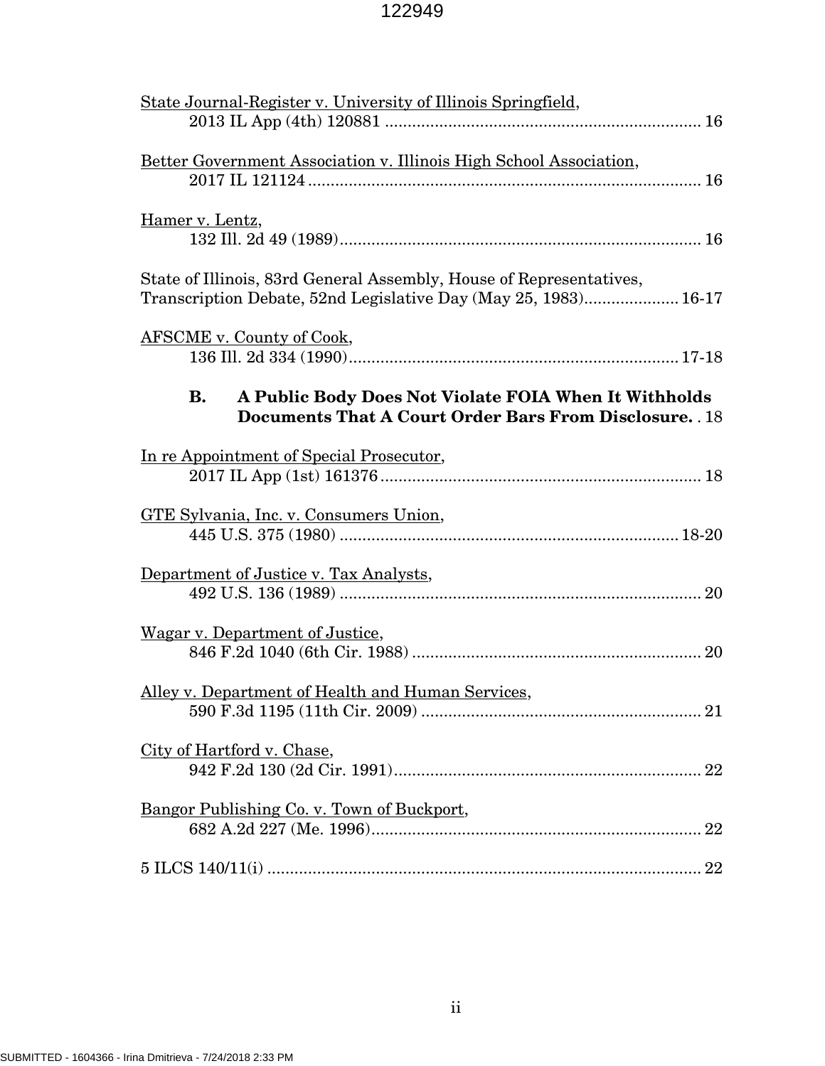State Journal-Register v. University of Illinois Springfield,
2013 IL App (4th) 120881 ...................................................................... 16

Better Government Association v. Illinois High School Association,
2017 IL 121124 ....................................................................................... 16

Hamer v. Lentz,
132 Ill. 2d 49 (1989)................................................................................ 16

State of Illinois, 83rd General Assembly, House of Representatives,
Transcription Debate, 52nd Legislative Day (May 25, 1983).................... 16-17

AFSCME v. County of Cook,
136 Ill. 2d 334 (1990)......................................................................... 17-18

**B. A Public Body Does Not Violate FOIA When It Withholds Documents That A Court Order Bars From Disclosure.** . 18

In re Appointment of Special Prosecutor,
2017 IL App (1st) 161376 ....................................................................... 18

GTE Sylvania, Inc. v. Consumers Union,
445 U.S. 375 (1980) .......................................................................... 18-20

Department of Justice v. Tax Analysts,
492 U.S. 136 (1989) ................................................................................ 20

Wagar v. Department of Justice,
846 F.2d 1040 (6th Cir. 1988) ................................................................ 20

Alley v. Department of Health and Human Services,
590 F.3d 1195 (11th Cir. 2009) .............................................................. 21

City of Hartford v. Chase,
942 F.2d 130 (2d Cir. 1991)..................................................................... 22

Bangor Publishing Co. v. Town of Buckport,
682 A.2d 227 (Me. 1996)......................................................................... 22

5 ILCS 140/11(i) ................................................................................................ 22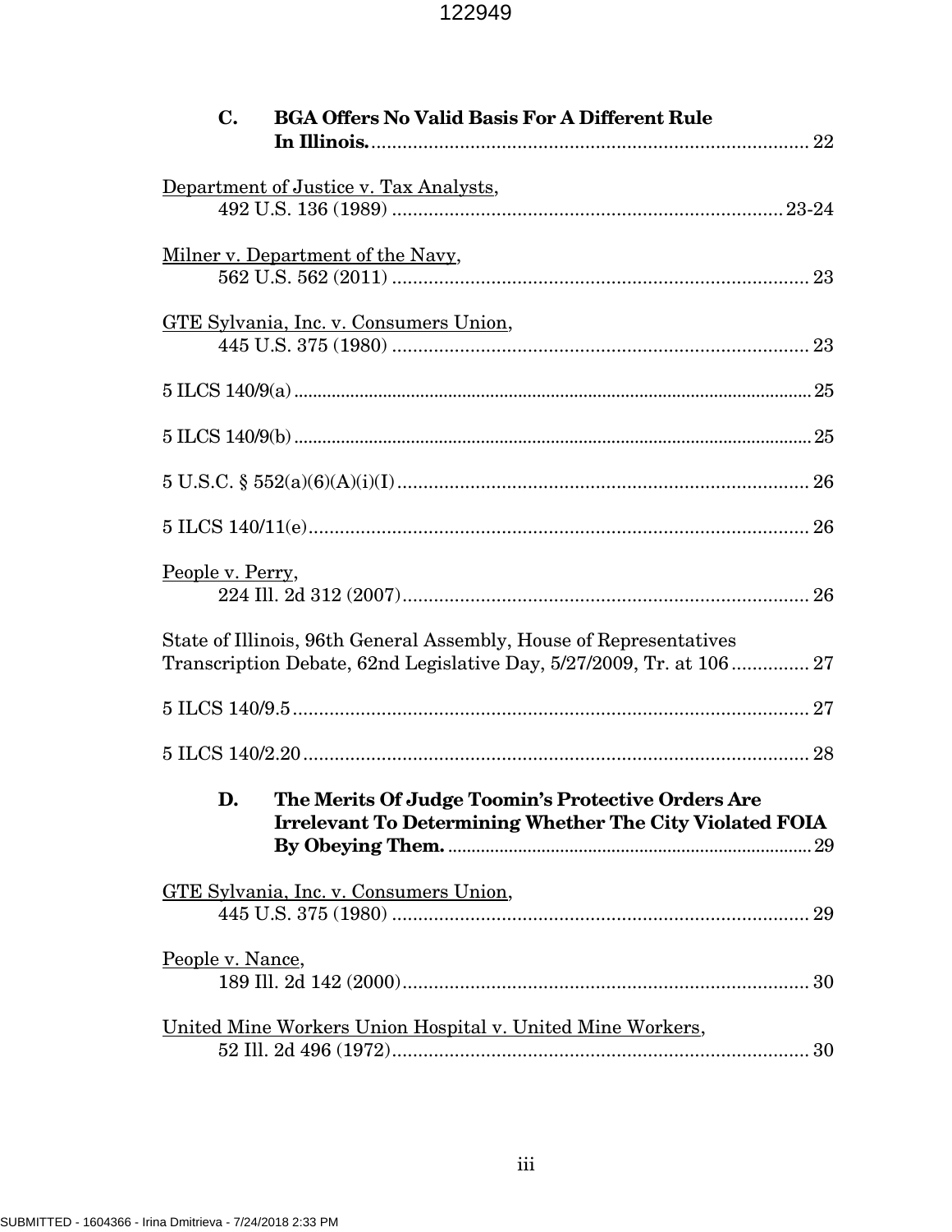**C. BGA Offers No Valid Basis For A Different Rule In Illinois.** .................... 22

Department of Justice v. Tax Analysts,
492 U.S. 136 (1989) .................... 23-24

Milner v. Department of the Navy,
562 U.S. 562 (2011) .................... 23

GTE Sylvania, Inc. v. Consumers Union,
445 U.S. 375 (1980) .................... 23

5 ILCS 140/9(a) .................... 25

5 ILCS 140/9(b) .................... 25

5 U.S.C. § 552(a)(6)(A)(i)(I) .................... 26

5 ILCS 140/11(e) .................... 26

People v. Perry,
224 Ill. 2d 312 (2007) .................... 26

State of Illinois, 96th General Assembly, House of Representatives Transcription Debate, 62nd Legislative Day, 5/27/2009, Tr. at 106 .................... 27

5 ILCS 140/9.5 .................... 27

5 ILCS 140/2.20 .................... 28

**D. The Merits Of Judge Toomin's Protective Orders Are Irrelevant To Determining Whether The City Violated FOIA By Obeying Them.** .................... 29

GTE Sylvania, Inc. v. Consumers Union,
445 U.S. 375 (1980) .................... 29

People v. Nance,
189 Ill. 2d 142 (2000) .................... 30

United Mine Workers Union Hospital v. United Mine Workers,
52 Ill. 2d 496 (1972) .................... 30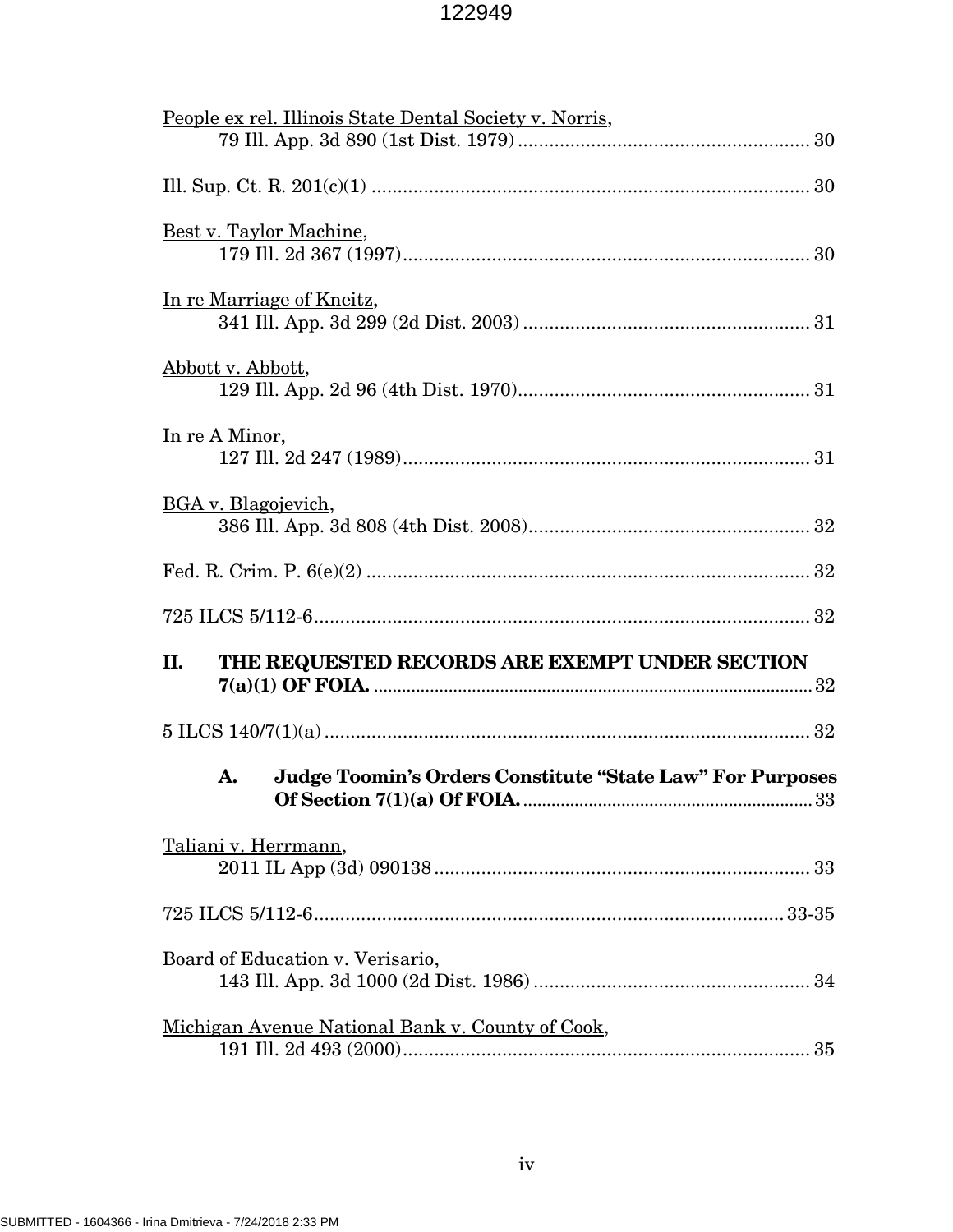People ex rel. Illinois State Dental Society v. Norris,
79 Ill. App. 3d 890 (1st Dist. 1979) ........................................................ 30

Ill. Sup. Ct. R. 201(c)(1) .................................................................................... 30

Best v. Taylor Machine,
179 Ill. 2d 367 (1997) ............................................................................. 30

In re Marriage of Kneitz,
341 Ill. App. 3d 299 (2d Dist. 2003) ...................................................... 31

Abbott v. Abbott,
129 Ill. App. 2d 96 (4th Dist. 1970) ........................................................ 31

In re A Minor,
127 Ill. 2d 247 (1989) ............................................................................. 31

BGA v. Blagojevich,
386 Ill. App. 3d 808 (4th Dist. 2008) ...................................................... 32

Fed. R. Crim. P. 6(e)(2) ..................................................................................... 32

725 ILCS 5/112-6 ............................................................................................... 32

**II. THE REQUESTED RECORDS ARE EXEMPT UNDER SECTION 7(a)(1) OF FOIA.** ........................................................................................... 32

5 ILCS 140/7(1)(a) ............................................................................................. 32

**A. Judge Toomin's Orders Constitute "State Law" For Purposes Of Section 7(1)(a) Of FOIA.** ............................................................. 33

Taliani v. Herrmann,
2011 IL App (3d) 090138 ........................................................................ 33

725 ILCS 5/112-6 .......................................................................................... 33-35

Board of Education v. Verisario,
143 Ill. App. 3d 1000 (2d Dist. 1986) ..................................................... 34

Michigan Avenue National Bank v. County of Cook,
191 Ill. 2d 493 (2000) ............................................................................. 35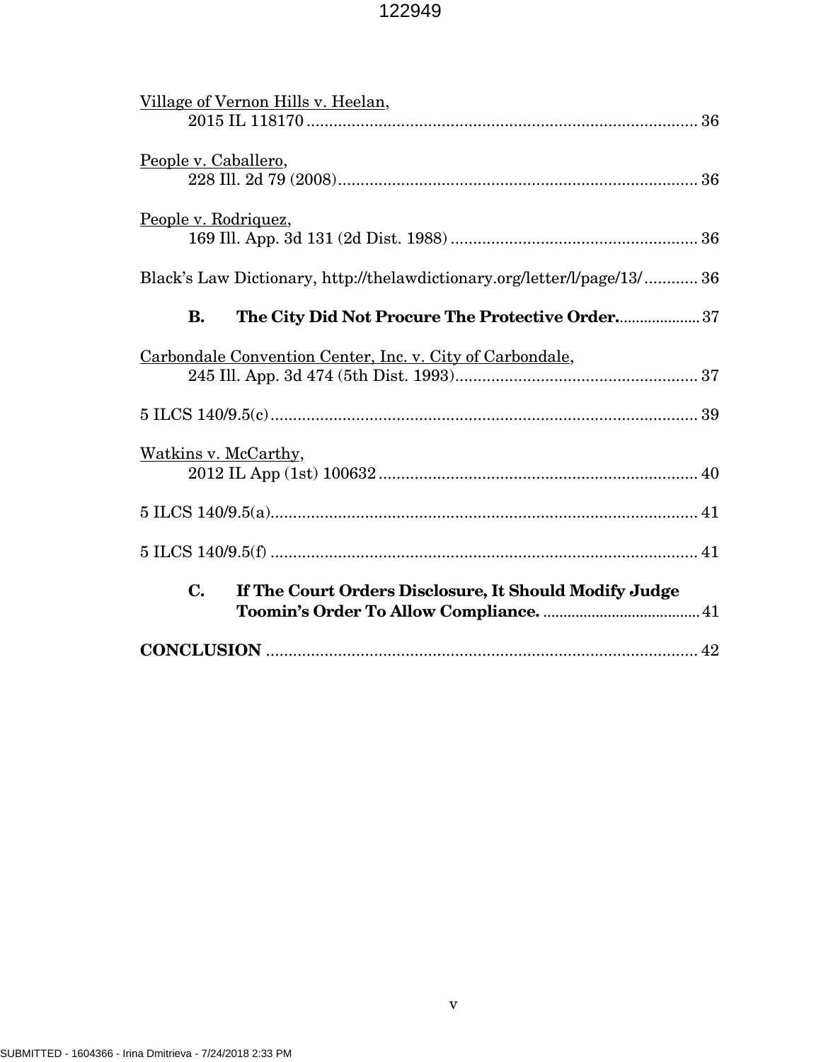Village of Vernon Hills v. Heelan,
  2015 IL 118170 ........................................................................................ 36

People v. Caballero,
  228 Ill. 2d 79 (2008) ................................................................................ 36

People v. Rodriquez,
  169 Ill. App. 3d 131 (2d Dist. 1988) ....................................................... 36

Black's Law Dictionary, http://thelawdictionary.org/letter/l/page/13/ ............ 36

**B. The City Did Not Procure The Protective Order.** .................... 37

Carbondale Convention Center, Inc. v. City of Carbondale,
  245 Ill. App. 3d 474 (5th Dist. 1993) ...................................................... 37

5 ILCS 140/9.5(c) ............................................................................................... 39

Watkins v. McCarthy,
  2012 IL App (1st) 100632 ........................................................................ 40

5 ILCS 140/9.5(a) ............................................................................................... 41

5 ILCS 140/9.5(f) ............................................................................................... 41

**C. If The Court Orders Disclosure, It Should Modify Judge Toomin's Order To Allow Compliance.** ....................................... 41

**CONCLUSION** ................................................................................................ 42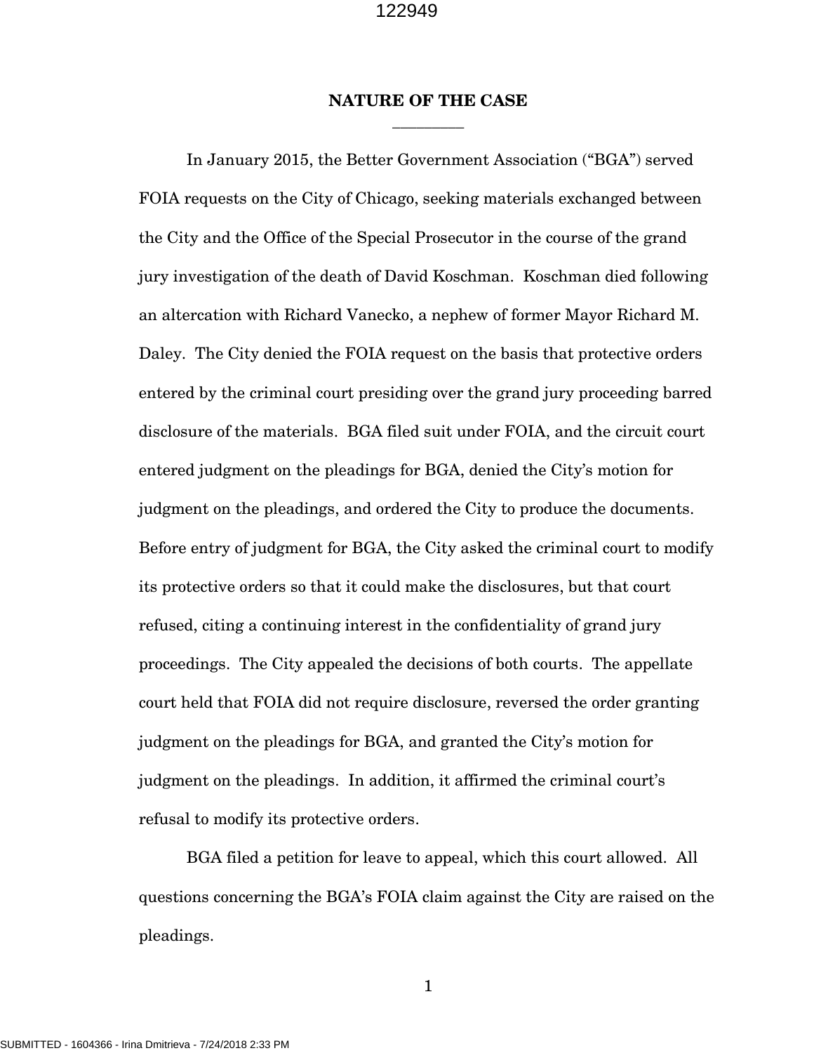## NATURE OF THE CASE

In January 2015, the Better Government Association ("BGA") served FOIA requests on the City of Chicago, seeking materials exchanged between the City and the Office of the Special Prosecutor in the course of the grand jury investigation of the death of David Koschman. Koschman died following an altercation with Richard Vanecko, a nephew of former Mayor Richard M. Daley. The City denied the FOIA request on the basis that protective orders entered by the criminal court presiding over the grand jury proceeding barred disclosure of the materials. BGA filed suit under FOIA, and the circuit court entered judgment on the pleadings for BGA, denied the City's motion for judgment on the pleadings, and ordered the City to produce the documents. Before entry of judgment for BGA, the City asked the criminal court to modify its protective orders so that it could make the disclosures, but that court refused, citing a continuing interest in the confidentiality of grand jury proceedings. The City appealed the decisions of both courts. The appellate court held that FOIA did not require disclosure, reversed the order granting judgment on the pleadings for BGA, and granted the City's motion for judgment on the pleadings. In addition, it affirmed the criminal court's refusal to modify its protective orders.

BGA filed a petition for leave to appeal, which this court allowed. All questions concerning the BGA's FOIA claim against the City are raised on the pleadings.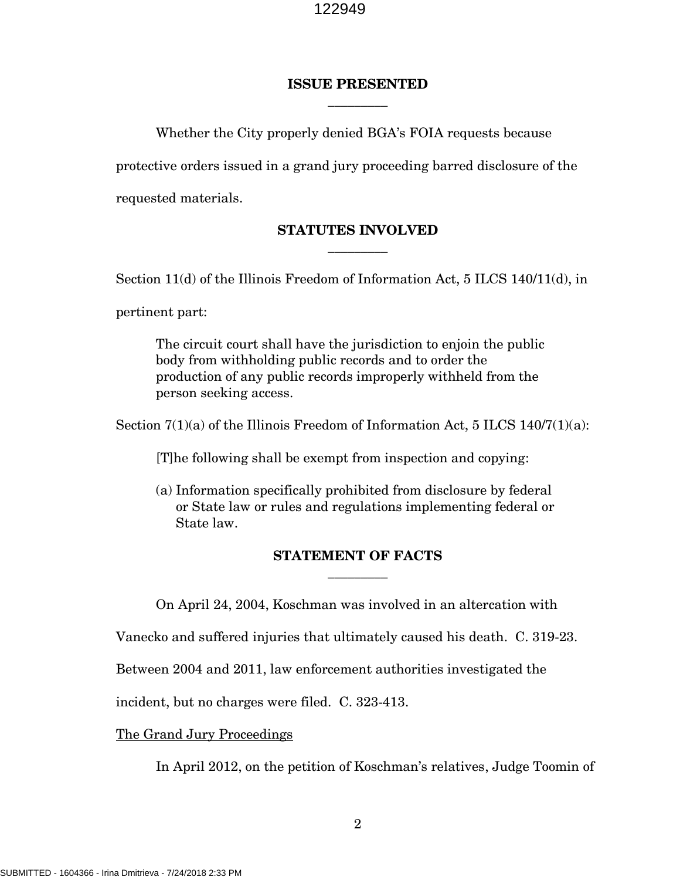## ISSUE PRESENTED

Whether the City properly denied BGA's FOIA requests because protective orders issued in a grand jury proceeding barred disclosure of the requested materials.

## STATUTES INVOLVED

Section 11(d) of the Illinois Freedom of Information Act, 5 ILCS 140/11(d), in pertinent part:

> The circuit court shall have the jurisdiction to enjoin the public body from withholding public records and to order the production of any public records improperly withheld from the person seeking access.

Section 7(1)(a) of the Illinois Freedom of Information Act, 5 ILCS 140/7(1)(a):

> [T]he following shall be exempt from inspection and copying:
>
> (a) Information specifically prohibited from disclosure by federal or State law or rules and regulations implementing federal or State law.

## STATEMENT OF FACTS

On April 24, 2004, Koschman was involved in an altercation with Vanecko and suffered injuries that ultimately caused his death. C. 319-23. Between 2004 and 2011, law enforcement authorities investigated the incident, but no charges were filed. C. 323-413.

<u>The Grand Jury Proceedings</u>

In April 2012, on the petition of Koschman's relatives, Judge Toomin of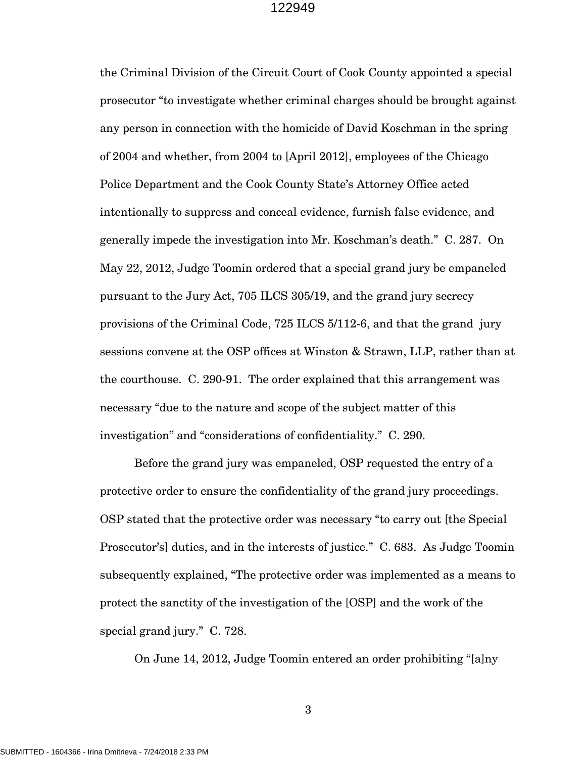the Criminal Division of the Circuit Court of Cook County appointed a special prosecutor "to investigate whether criminal charges should be brought against any person in connection with the homicide of David Koschman in the spring of 2004 and whether, from 2004 to [April 2012], employees of the Chicago Police Department and the Cook County State's Attorney Office acted intentionally to suppress and conceal evidence, furnish false evidence, and generally impede the investigation into Mr. Koschman's death." C. 287. On May 22, 2012, Judge Toomin ordered that a special grand jury be empaneled pursuant to the Jury Act, 705 ILCS 305/19, and the grand jury secrecy provisions of the Criminal Code, 725 ILCS 5/112-6, and that the grand jury sessions convene at the OSP offices at Winston & Strawn, LLP, rather than at the courthouse. C. 290-91. The order explained that this arrangement was necessary "due to the nature and scope of the subject matter of this investigation" and "considerations of confidentiality." C. 290.

Before the grand jury was empaneled, OSP requested the entry of a protective order to ensure the confidentiality of the grand jury proceedings. OSP stated that the protective order was necessary "to carry out [the Special Prosecutor's] duties, and in the interests of justice." C. 683. As Judge Toomin subsequently explained, "The protective order was implemented as a means to protect the sanctity of the investigation of the [OSP] and the work of the special grand jury." C. 728.

On June 14, 2012, Judge Toomin entered an order prohibiting "[a]ny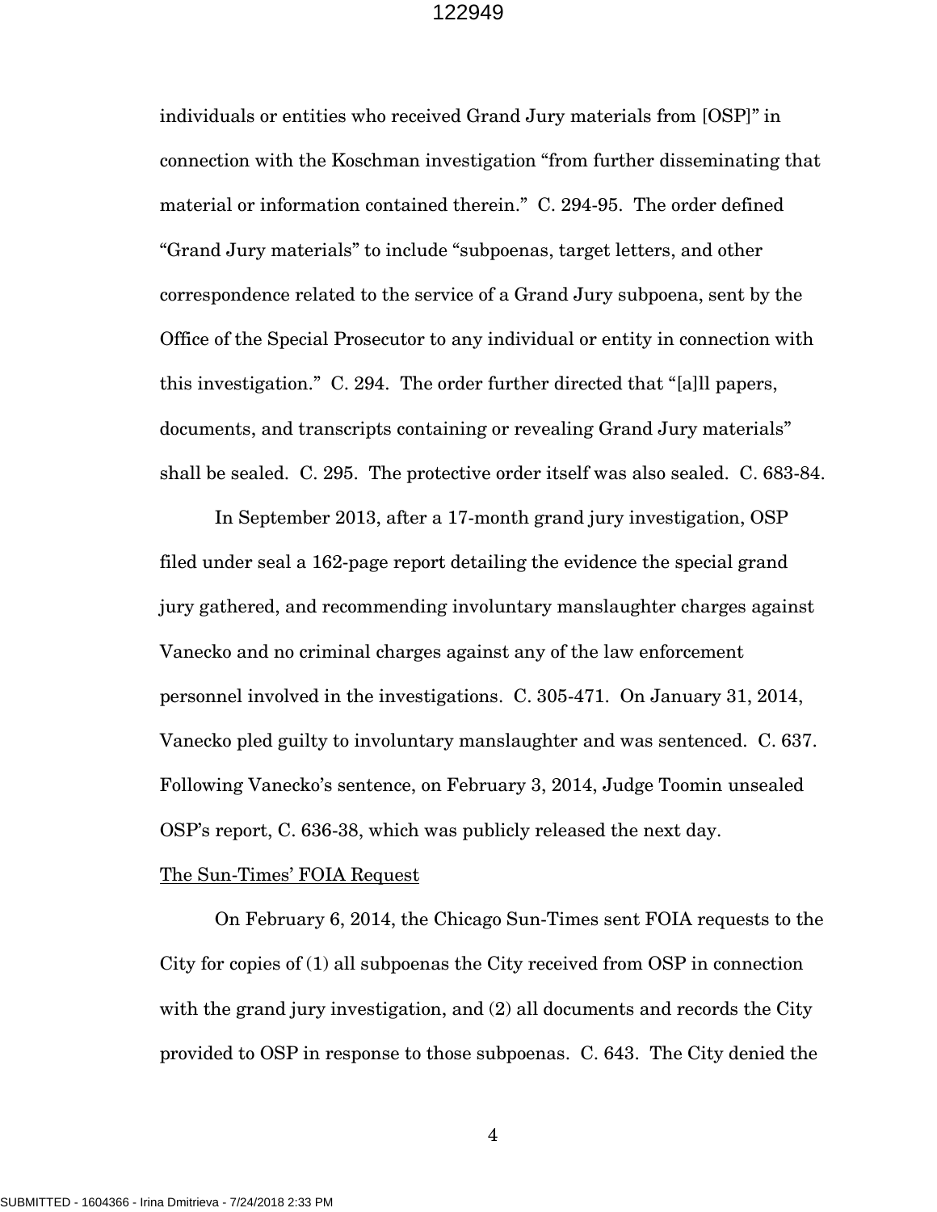individuals or entities who received Grand Jury materials from [OSP]" in connection with the Koschman investigation "from further disseminating that material or information contained therein." C. 294-95. The order defined "Grand Jury materials" to include "subpoenas, target letters, and other correspondence related to the service of a Grand Jury subpoena, sent by the Office of the Special Prosecutor to any individual or entity in connection with this investigation." C. 294. The order further directed that "[a]ll papers, documents, and transcripts containing or revealing Grand Jury materials" shall be sealed. C. 295. The protective order itself was also sealed. C. 683-84.

In September 2013, after a 17-month grand jury investigation, OSP filed under seal a 162-page report detailing the evidence the special grand jury gathered, and recommending involuntary manslaughter charges against Vanecko and no criminal charges against any of the law enforcement personnel involved in the investigations. C. 305-471. On January 31, 2014, Vanecko pled guilty to involuntary manslaughter and was sentenced. C. 637. Following Vanecko's sentence, on February 3, 2014, Judge Toomin unsealed OSP's report, C. 636-38, which was publicly released the next day.

The Sun-Times' FOIA Request

On February 6, 2014, the Chicago Sun-Times sent FOIA requests to the City for copies of (1) all subpoenas the City received from OSP in connection with the grand jury investigation, and (2) all documents and records the City provided to OSP in response to those subpoenas. C. 643. The City denied the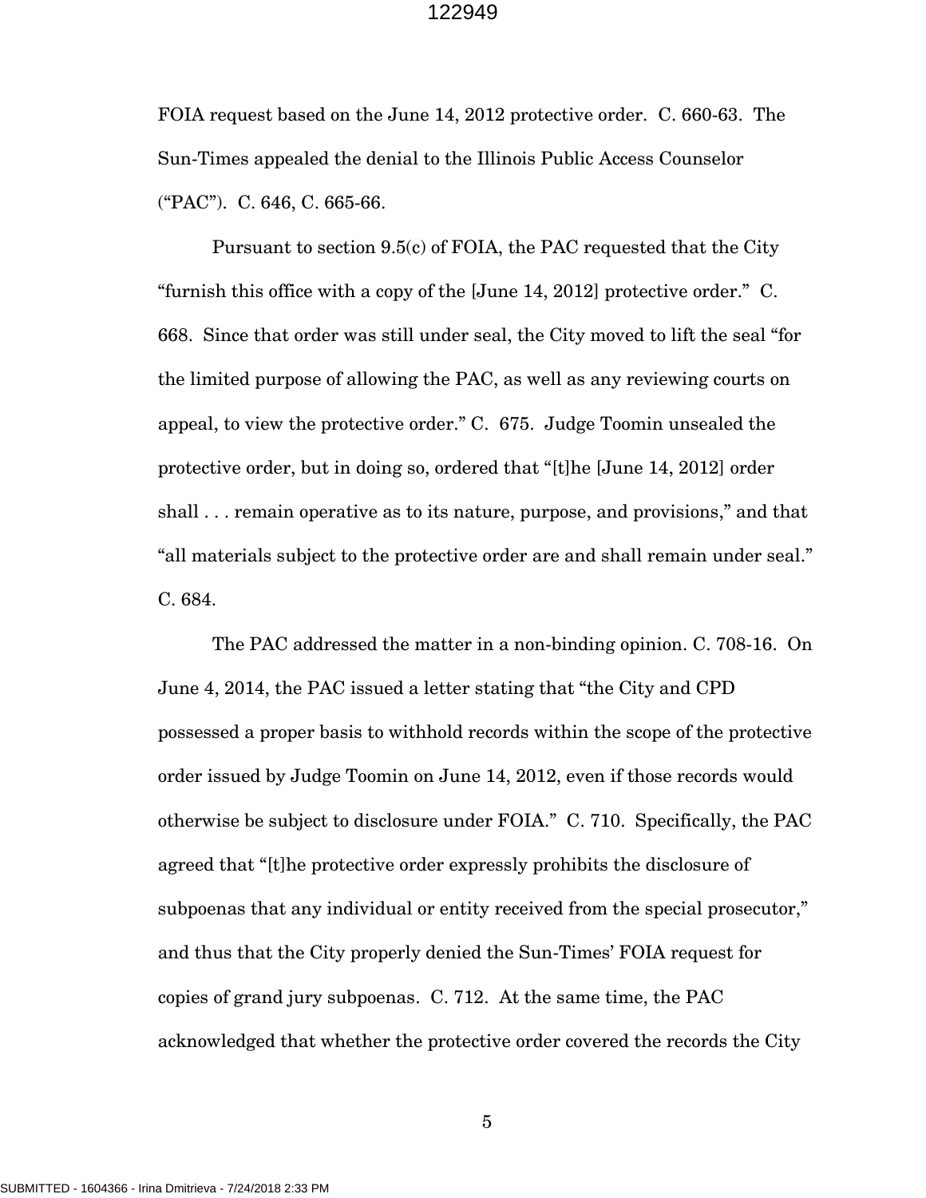FOIA request based on the June 14, 2012 protective order. C. 660-63. The Sun-Times appealed the denial to the Illinois Public Access Counselor ("PAC"). C. 646, C. 665-66.

Pursuant to section 9.5(c) of FOIA, the PAC requested that the City "furnish this office with a copy of the [June 14, 2012] protective order." C. 668. Since that order was still under seal, the City moved to lift the seal "for the limited purpose of allowing the PAC, as well as any reviewing courts on appeal, to view the protective order." C. 675. Judge Toomin unsealed the protective order, but in doing so, ordered that "[t]he [June 14, 2012] order shall . . . remain operative as to its nature, purpose, and provisions," and that "all materials subject to the protective order are and shall remain under seal." C. 684.

The PAC addressed the matter in a non-binding opinion. C. 708-16. On June 4, 2014, the PAC issued a letter stating that "the City and CPD possessed a proper basis to withhold records within the scope of the protective order issued by Judge Toomin on June 14, 2012, even if those records would otherwise be subject to disclosure under FOIA." C. 710. Specifically, the PAC agreed that "[t]he protective order expressly prohibits the disclosure of subpoenas that any individual or entity received from the special prosecutor," and thus that the City properly denied the Sun-Times' FOIA request for copies of grand jury subpoenas. C. 712. At the same time, the PAC acknowledged that whether the protective order covered the records the City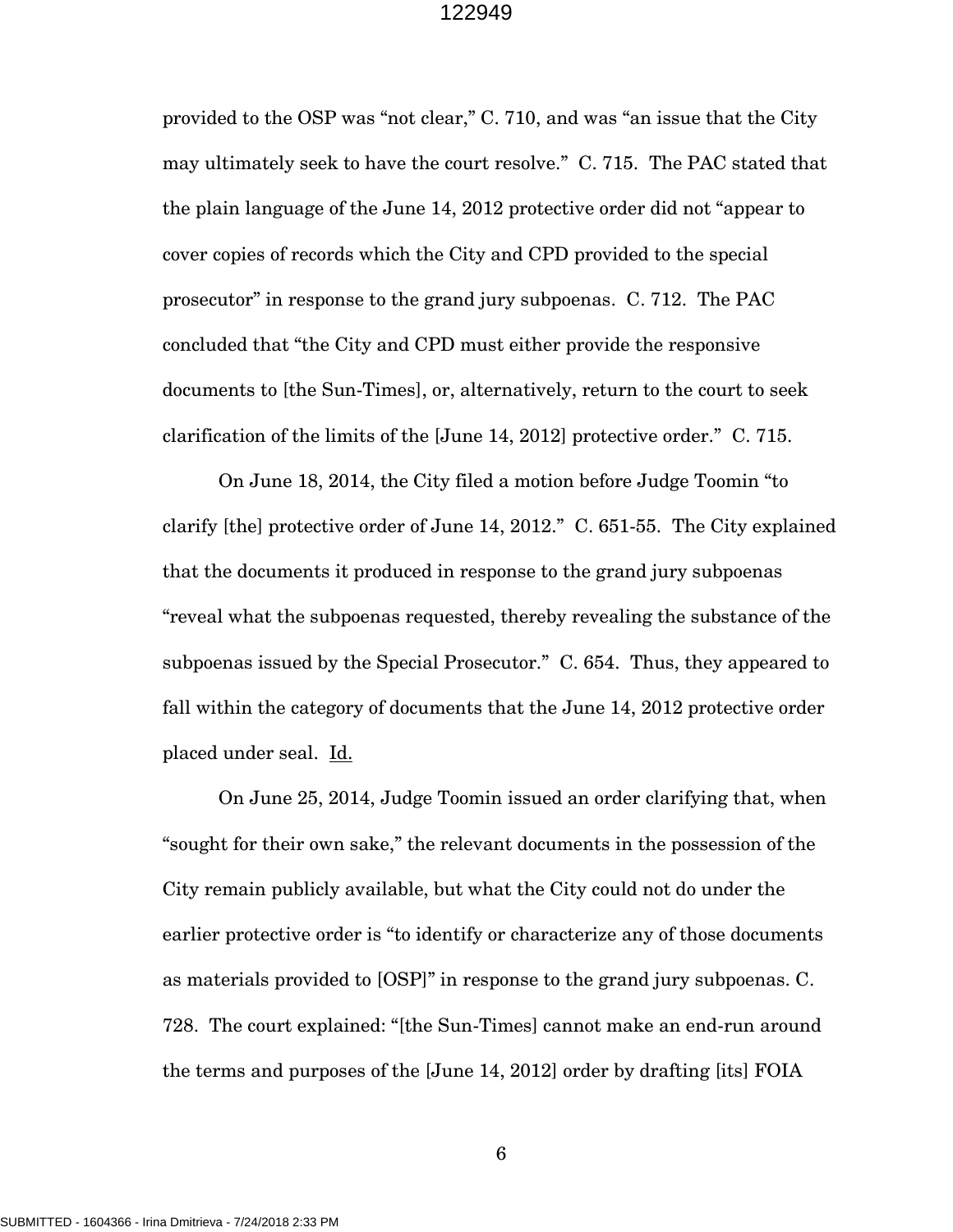provided to the OSP was "not clear," C. 710, and was "an issue that the City may ultimately seek to have the court resolve." C. 715. The PAC stated that the plain language of the June 14, 2012 protective order did not "appear to cover copies of records which the City and CPD provided to the special prosecutor" in response to the grand jury subpoenas. C. 712. The PAC concluded that "the City and CPD must either provide the responsive documents to [the Sun-Times], or, alternatively, return to the court to seek clarification of the limits of the [June 14, 2012] protective order." C. 715.

On June 18, 2014, the City filed a motion before Judge Toomin "to clarify [the] protective order of June 14, 2012." C. 651-55. The City explained that the documents it produced in response to the grand jury subpoenas "reveal what the subpoenas requested, thereby revealing the substance of the subpoenas issued by the Special Prosecutor." C. 654. Thus, they appeared to fall within the category of documents that the June 14, 2012 protective order placed under seal. Id.

On June 25, 2014, Judge Toomin issued an order clarifying that, when "sought for their own sake," the relevant documents in the possession of the City remain publicly available, but what the City could not do under the earlier protective order is "to identify or characterize any of those documents as materials provided to [OSP]" in response to the grand jury subpoenas. C. 728. The court explained: "[the Sun-Times] cannot make an end-run around the terms and purposes of the [June 14, 2012] order by drafting [its] FOIA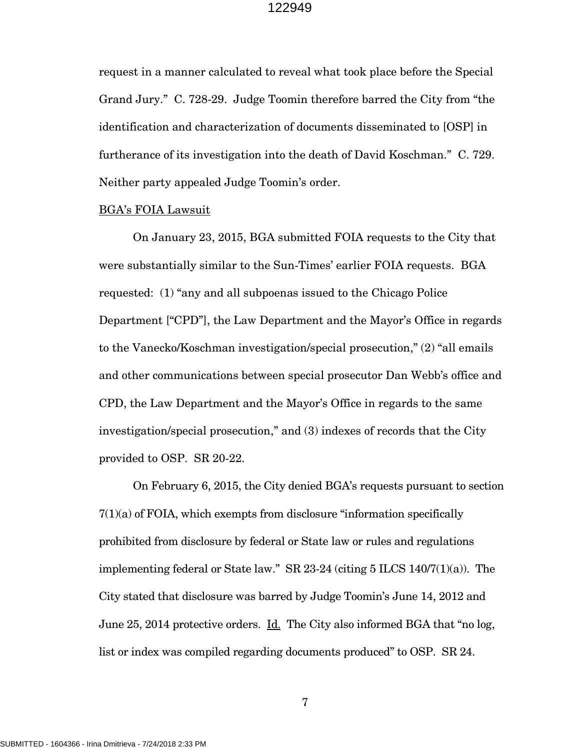request in a manner calculated to reveal what took place before the Special Grand Jury." C. 728-29. Judge Toomin therefore barred the City from "the identification and characterization of documents disseminated to [OSP] in furtherance of its investigation into the death of David Koschman." C. 729. Neither party appealed Judge Toomin's order.

<u>BGA's FOIA Lawsuit</u>

On January 23, 2015, BGA submitted FOIA requests to the City that were substantially similar to the Sun-Times' earlier FOIA requests. BGA requested: (1) "any and all subpoenas issued to the Chicago Police Department ["CPD"], the Law Department and the Mayor's Office in regards to the Vanecko/Koschman investigation/special prosecution," (2) "all emails and other communications between special prosecutor Dan Webb's office and CPD, the Law Department and the Mayor's Office in regards to the same investigation/special prosecution," and (3) indexes of records that the City provided to OSP. SR 20-22.

On February 6, 2015, the City denied BGA's requests pursuant to section 7(1)(a) of FOIA, which exempts from disclosure "information specifically prohibited from disclosure by federal or State law or rules and regulations implementing federal or State law." SR 23-24 (citing 5 ILCS 140/7(1)(a)). The City stated that disclosure was barred by Judge Toomin's June 14, 2012 and June 25, 2014 protective orders. <u>Id.</u> The City also informed BGA that "no log, list or index was compiled regarding documents produced" to OSP. SR 24.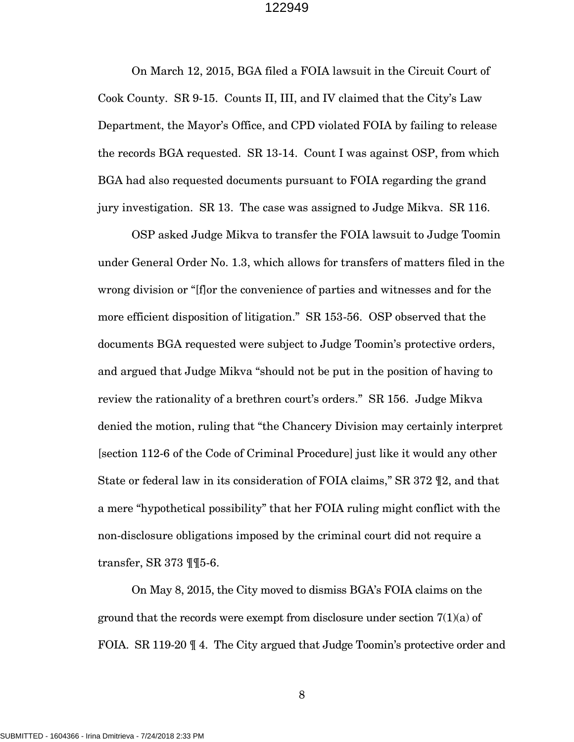On March 12, 2015, BGA filed a FOIA lawsuit in the Circuit Court of Cook County. SR 9-15. Counts II, III, and IV claimed that the City's Law Department, the Mayor's Office, and CPD violated FOIA by failing to release the records BGA requested. SR 13-14. Count I was against OSP, from which BGA had also requested documents pursuant to FOIA regarding the grand jury investigation. SR 13. The case was assigned to Judge Mikva. SR 116.

OSP asked Judge Mikva to transfer the FOIA lawsuit to Judge Toomin under General Order No. 1.3, which allows for transfers of matters filed in the wrong division or "[f]or the convenience of parties and witnesses and for the more efficient disposition of litigation." SR 153-56. OSP observed that the documents BGA requested were subject to Judge Toomin's protective orders, and argued that Judge Mikva "should not be put in the position of having to review the rationality of a brethren court's orders." SR 156. Judge Mikva denied the motion, ruling that "the Chancery Division may certainly interpret [section 112-6 of the Code of Criminal Procedure] just like it would any other State or federal law in its consideration of FOIA claims," SR 372 ¶2, and that a mere "hypothetical possibility" that her FOIA ruling might conflict with the non-disclosure obligations imposed by the criminal court did not require a transfer, SR 373 ¶¶5-6.

On May 8, 2015, the City moved to dismiss BGA's FOIA claims on the ground that the records were exempt from disclosure under section 7(1)(a) of FOIA. SR 119-20 ¶ 4. The City argued that Judge Toomin's protective order and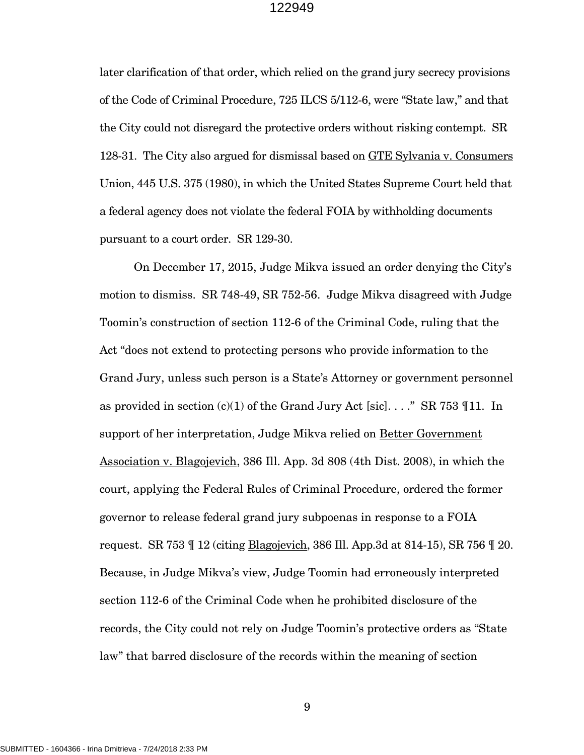later clarification of that order, which relied on the grand jury secrecy provisions of the Code of Criminal Procedure, 725 ILCS 5/112-6, were "State law," and that the City could not disregard the protective orders without risking contempt. SR 128-31. The City also argued for dismissal based on GTE Sylvania v. Consumers Union, 445 U.S. 375 (1980), in which the United States Supreme Court held that a federal agency does not violate the federal FOIA by withholding documents pursuant to a court order. SR 129-30.

On December 17, 2015, Judge Mikva issued an order denying the City's motion to dismiss. SR 748-49, SR 752-56. Judge Mikva disagreed with Judge Toomin's construction of section 112-6 of the Criminal Code, ruling that the Act "does not extend to protecting persons who provide information to the Grand Jury, unless such person is a State's Attorney or government personnel as provided in section (c)(1) of the Grand Jury Act [sic]. . . ." SR 753 ¶11. In support of her interpretation, Judge Mikva relied on Better Government Association v. Blagojevich, 386 Ill. App. 3d 808 (4th Dist. 2008), in which the court, applying the Federal Rules of Criminal Procedure, ordered the former governor to release federal grand jury subpoenas in response to a FOIA request. SR 753 ¶ 12 (citing Blagojevich, 386 Ill. App.3d at 814-15), SR 756 ¶ 20. Because, in Judge Mikva's view, Judge Toomin had erroneously interpreted section 112-6 of the Criminal Code when he prohibited disclosure of the records, the City could not rely on Judge Toomin's protective orders as "State law" that barred disclosure of the records within the meaning of section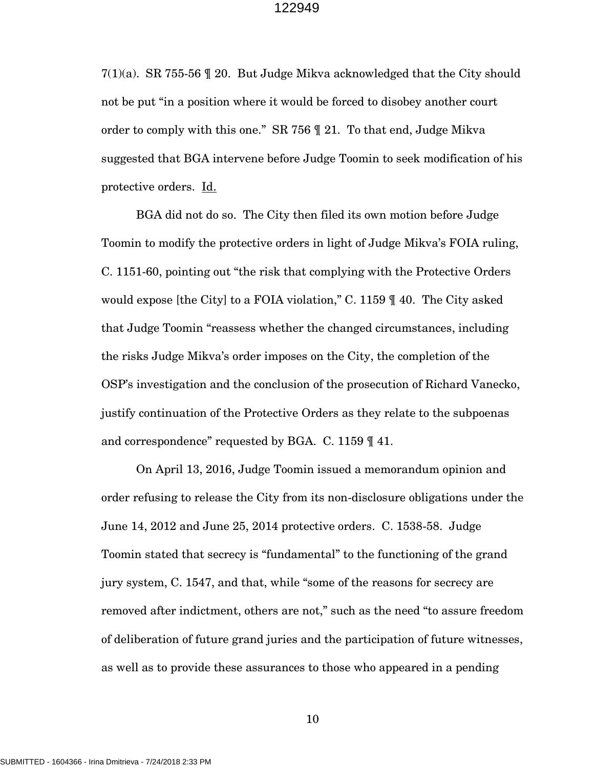7(1)(a). SR 755-56 ¶ 20. But Judge Mikva acknowledged that the City should not be put "in a position where it would be forced to disobey another court order to comply with this one." SR 756 ¶ 21. To that end, Judge Mikva suggested that BGA intervene before Judge Toomin to seek modification of his protective orders. Id.

BGA did not do so. The City then filed its own motion before Judge Toomin to modify the protective orders in light of Judge Mikva's FOIA ruling, C. 1151-60, pointing out "the risk that complying with the Protective Orders would expose [the City] to a FOIA violation," C. 1159 ¶ 40. The City asked that Judge Toomin "reassess whether the changed circumstances, including the risks Judge Mikva's order imposes on the City, the completion of the OSP's investigation and the conclusion of the prosecution of Richard Vanecko, justify continuation of the Protective Orders as they relate to the subpoenas and correspondence" requested by BGA. C. 1159 ¶ 41.

On April 13, 2016, Judge Toomin issued a memorandum opinion and order refusing to release the City from its non-disclosure obligations under the June 14, 2012 and June 25, 2014 protective orders. C. 1538-58. Judge Toomin stated that secrecy is "fundamental" to the functioning of the grand jury system, C. 1547, and that, while "some of the reasons for secrecy are removed after indictment, others are not," such as the need "to assure freedom of deliberation of future grand juries and the participation of future witnesses, as well as to provide these assurances to those who appeared in a pending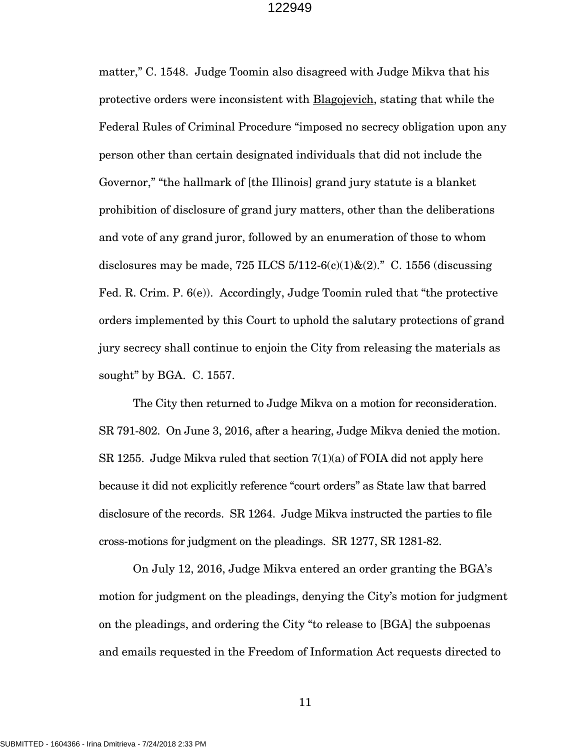matter," C. 1548. Judge Toomin also disagreed with Judge Mikva that his protective orders were inconsistent with Blagojevich, stating that while the Federal Rules of Criminal Procedure "imposed no secrecy obligation upon any person other than certain designated individuals that did not include the Governor," "the hallmark of [the Illinois] grand jury statute is a blanket prohibition of disclosure of grand jury matters, other than the deliberations and vote of any grand juror, followed by an enumeration of those to whom disclosures may be made, 725 ILCS 5/112-6(c)(1)&(2)." C. 1556 (discussing Fed. R. Crim. P. 6(e)). Accordingly, Judge Toomin ruled that "the protective orders implemented by this Court to uphold the salutary protections of grand jury secrecy shall continue to enjoin the City from releasing the materials as sought" by BGA. C. 1557.

The City then returned to Judge Mikva on a motion for reconsideration. SR 791-802. On June 3, 2016, after a hearing, Judge Mikva denied the motion. SR 1255. Judge Mikva ruled that section 7(1)(a) of FOIA did not apply here because it did not explicitly reference "court orders" as State law that barred disclosure of the records. SR 1264. Judge Mikva instructed the parties to file cross-motions for judgment on the pleadings. SR 1277, SR 1281-82.

On July 12, 2016, Judge Mikva entered an order granting the BGA's motion for judgment on the pleadings, denying the City's motion for judgment on the pleadings, and ordering the City "to release to [BGA] the subpoenas and emails requested in the Freedom of Information Act requests directed to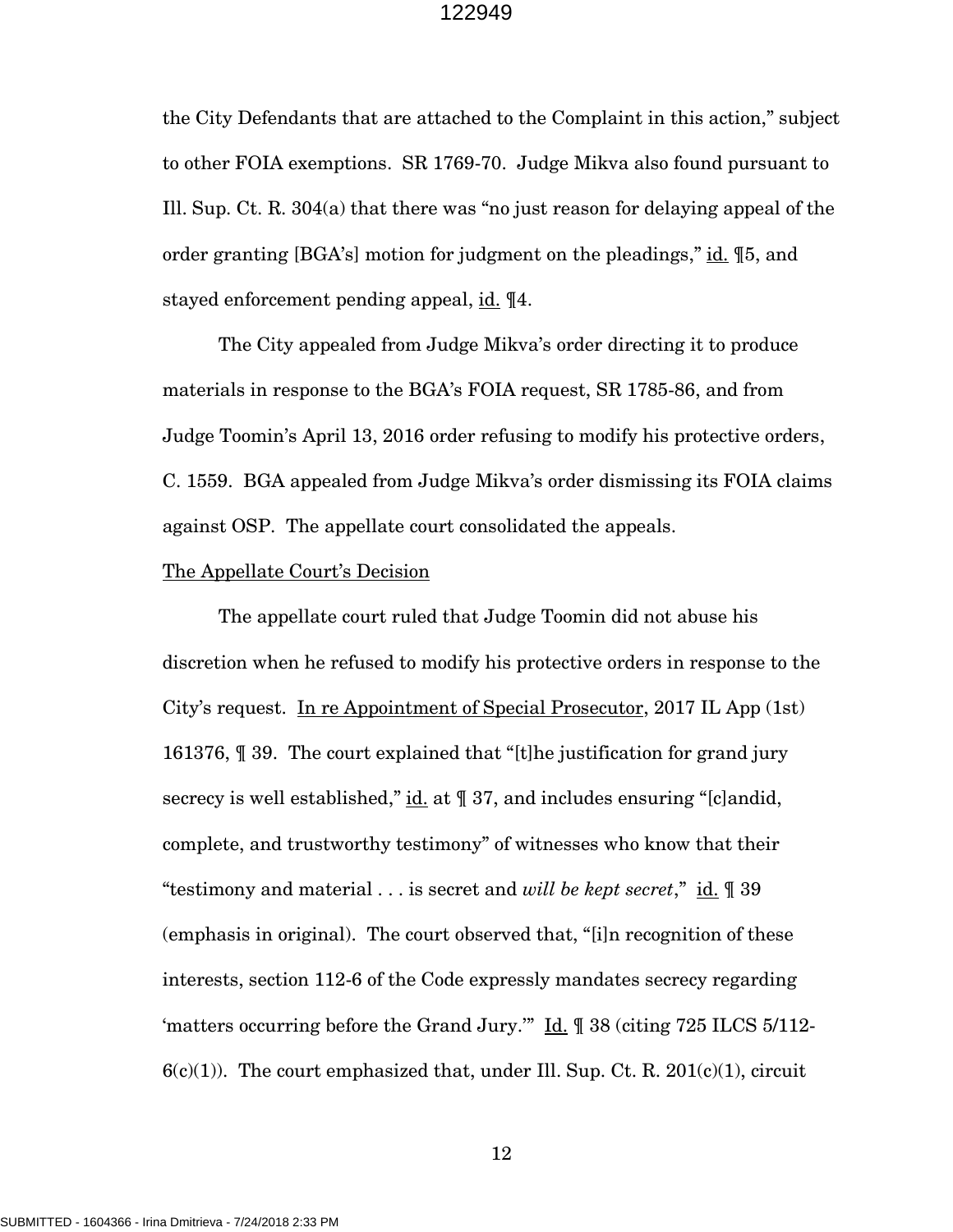the City Defendants that are attached to the Complaint in this action," subject to other FOIA exemptions. SR 1769-70. Judge Mikva also found pursuant to Ill. Sup. Ct. R. 304(a) that there was "no just reason for delaying appeal of the order granting [BGA's] motion for judgment on the pleadings," id. ¶5, and stayed enforcement pending appeal, id. ¶4.

The City appealed from Judge Mikva's order directing it to produce materials in response to the BGA's FOIA request, SR 1785-86, and from Judge Toomin's April 13, 2016 order refusing to modify his protective orders, C. 1559. BGA appealed from Judge Mikva's order dismissing its FOIA claims against OSP. The appellate court consolidated the appeals.

The Appellate Court's Decision

The appellate court ruled that Judge Toomin did not abuse his discretion when he refused to modify his protective orders in response to the City's request. In re Appointment of Special Prosecutor, 2017 IL App (1st) 161376, ¶ 39. The court explained that "[t]he justification for grand jury secrecy is well established," id. at ¶ 37, and includes ensuring "[c]andid, complete, and trustworthy testimony" of witnesses who know that their "testimony and material . . . is secret and *will be kept secret*," id. ¶ 39 (emphasis in original). The court observed that, "[i]n recognition of these interests, section 112-6 of the Code expressly mandates secrecy regarding 'matters occurring before the Grand Jury.'" Id. ¶ 38 (citing 725 ILCS 5/112-6(c)(1)). The court emphasized that, under Ill. Sup. Ct. R. 201(c)(1), circuit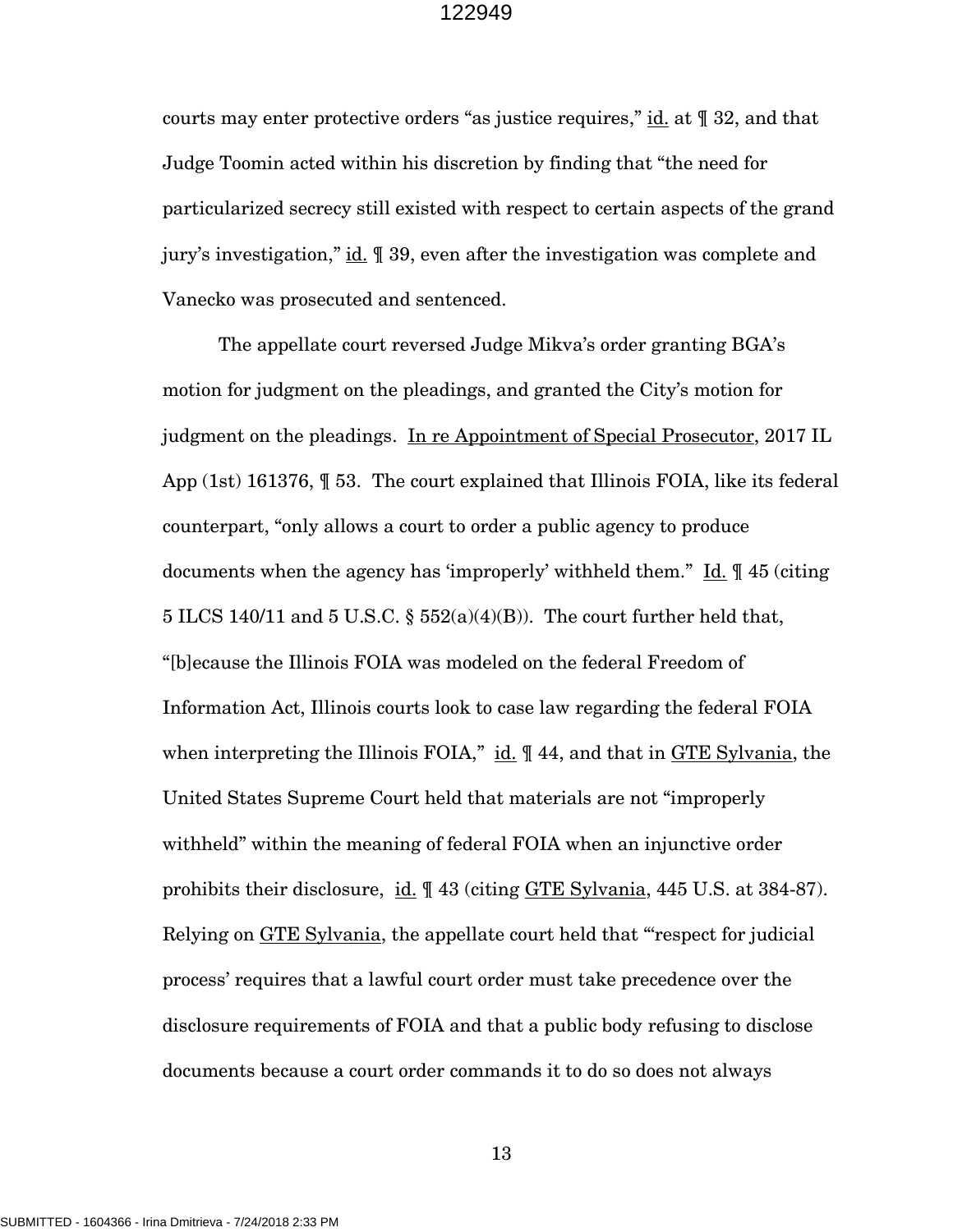courts may enter protective orders "as justice requires," id. at ¶ 32, and that Judge Toomin acted within his discretion by finding that "the need for particularized secrecy still existed with respect to certain aspects of the grand jury's investigation," id. ¶ 39, even after the investigation was complete and Vanecko was prosecuted and sentenced.

The appellate court reversed Judge Mikva's order granting BGA's motion for judgment on the pleadings, and granted the City's motion for judgment on the pleadings. In re Appointment of Special Prosecutor, 2017 IL App (1st) 161376, ¶ 53. The court explained that Illinois FOIA, like its federal counterpart, "only allows a court to order a public agency to produce documents when the agency has 'improperly' withheld them." Id. ¶ 45 (citing 5 ILCS 140/11 and 5 U.S.C. § 552(a)(4)(B)). The court further held that, "[b]ecause the Illinois FOIA was modeled on the federal Freedom of Information Act, Illinois courts look to case law regarding the federal FOIA when interpreting the Illinois FOIA," id. ¶ 44, and that in GTE Sylvania, the United States Supreme Court held that materials are not "improperly withheld" within the meaning of federal FOIA when an injunctive order prohibits their disclosure, id. ¶ 43 (citing GTE Sylvania, 445 U.S. at 384-87). Relying on GTE Sylvania, the appellate court held that "'respect for judicial process' requires that a lawful court order must take precedence over the disclosure requirements of FOIA and that a public body refusing to disclose documents because a court order commands it to do so does not always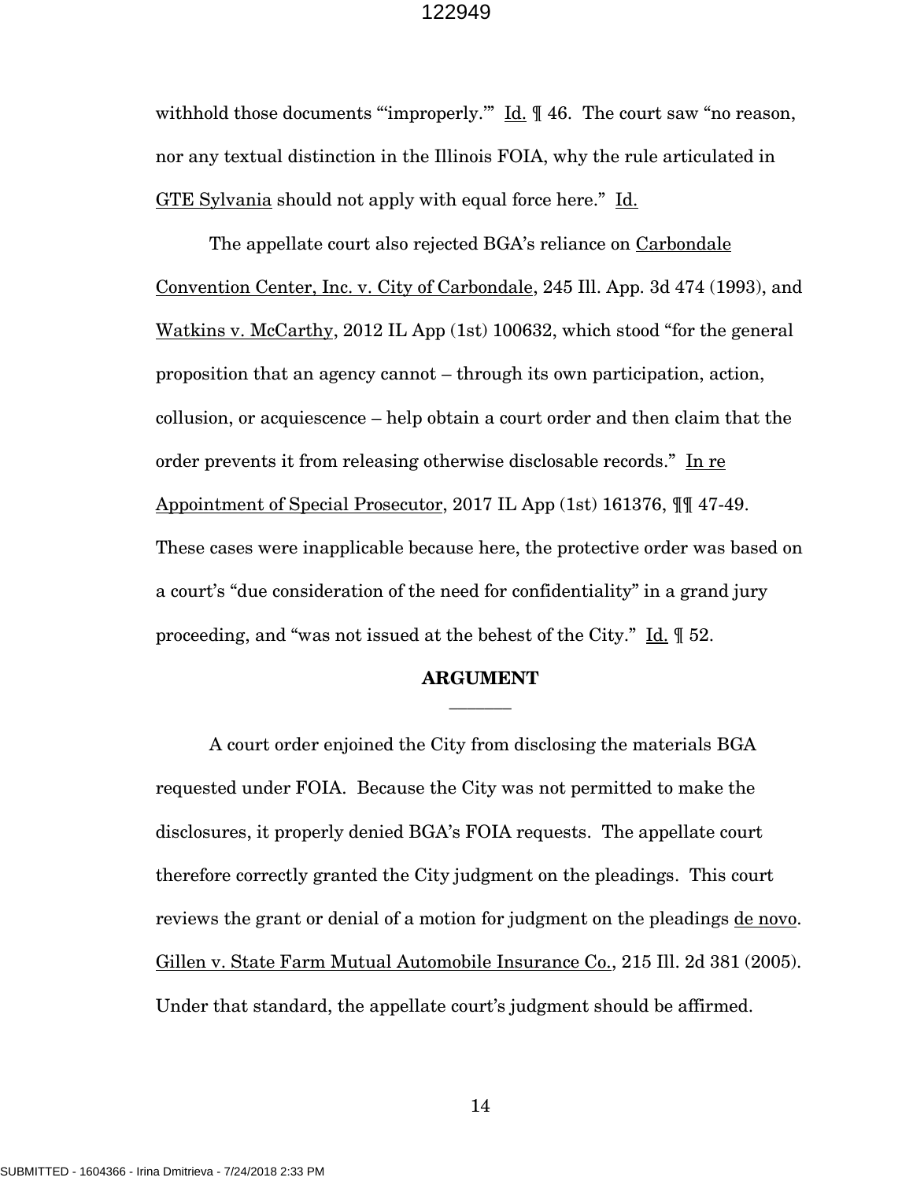withhold those documents "'improperly.'" Id. ¶ 46. The court saw "no reason, nor any textual distinction in the Illinois FOIA, why the rule articulated in GTE Sylvania should not apply with equal force here." Id.

The appellate court also rejected BGA's reliance on Carbondale Convention Center, Inc. v. City of Carbondale, 245 Ill. App. 3d 474 (1993), and Watkins v. McCarthy, 2012 IL App (1st) 100632, which stood "for the general proposition that an agency cannot – through its own participation, action, collusion, or acquiescence – help obtain a court order and then claim that the order prevents it from releasing otherwise disclosable records." In re Appointment of Special Prosecutor, 2017 IL App (1st) 161376, ¶¶ 47-49. These cases were inapplicable because here, the protective order was based on a court's "due consideration of the need for confidentiality" in a grand jury proceeding, and "was not issued at the behest of the City." Id. ¶ 52.

## ARGUMENT

A court order enjoined the City from disclosing the materials BGA requested under FOIA. Because the City was not permitted to make the disclosures, it properly denied BGA's FOIA requests. The appellate court therefore correctly granted the City judgment on the pleadings. This court reviews the grant or denial of a motion for judgment on the pleadings de novo. Gillen v. State Farm Mutual Automobile Insurance Co., 215 Ill. 2d 381 (2005). Under that standard, the appellate court's judgment should be affirmed.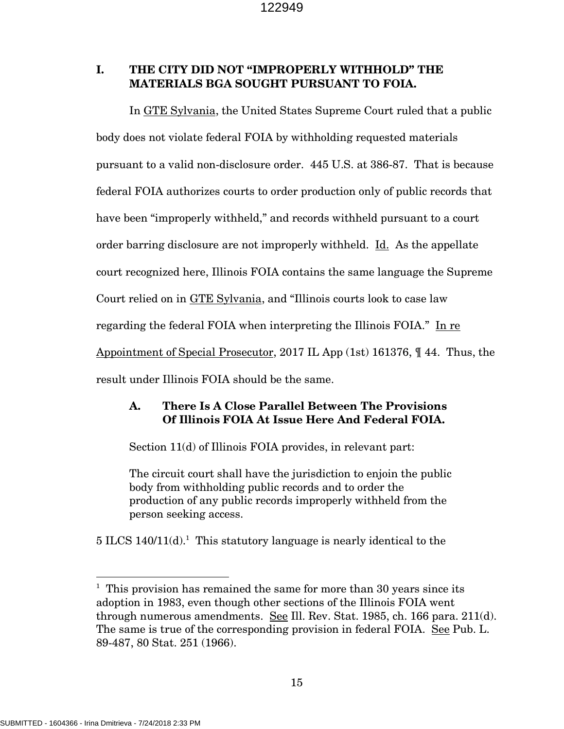## I. THE CITY DID NOT "IMPROPERLY WITHHOLD" THE MATERIALS BGA SOUGHT PURSUANT TO FOIA.

In GTE Sylvania, the United States Supreme Court ruled that a public body does not violate federal FOIA by withholding requested materials pursuant to a valid non-disclosure order. 445 U.S. at 386-87. That is because federal FOIA authorizes courts to order production only of public records that have been "improperly withheld," and records withheld pursuant to a court order barring disclosure are not improperly withheld. Id. As the appellate court recognized here, Illinois FOIA contains the same language the Supreme Court relied on in GTE Sylvania, and "Illinois courts look to case law regarding the federal FOIA when interpreting the Illinois FOIA." In re Appointment of Special Prosecutor, 2017 IL App (1st) 161376, ¶ 44. Thus, the result under Illinois FOIA should be the same.

### A. There Is A Close Parallel Between The Provisions Of Illinois FOIA At Issue Here And Federal FOIA.

Section 11(d) of Illinois FOIA provides, in relevant part:

> The circuit court shall have the jurisdiction to enjoin the public body from withholding public records and to order the production of any public records improperly withheld from the person seeking access.

5 ILCS 140/11(d).[1] This statutory language is nearly identical to the

---

[1] This provision has remained the same for more than 30 years since its adoption in 1983, even though other sections of the Illinois FOIA went through numerous amendments. See Ill. Rev. Stat. 1985, ch. 166 para. 211(d). The same is true of the corresponding provision in federal FOIA. See Pub. L. 89-487, 80 Stat. 251 (1966).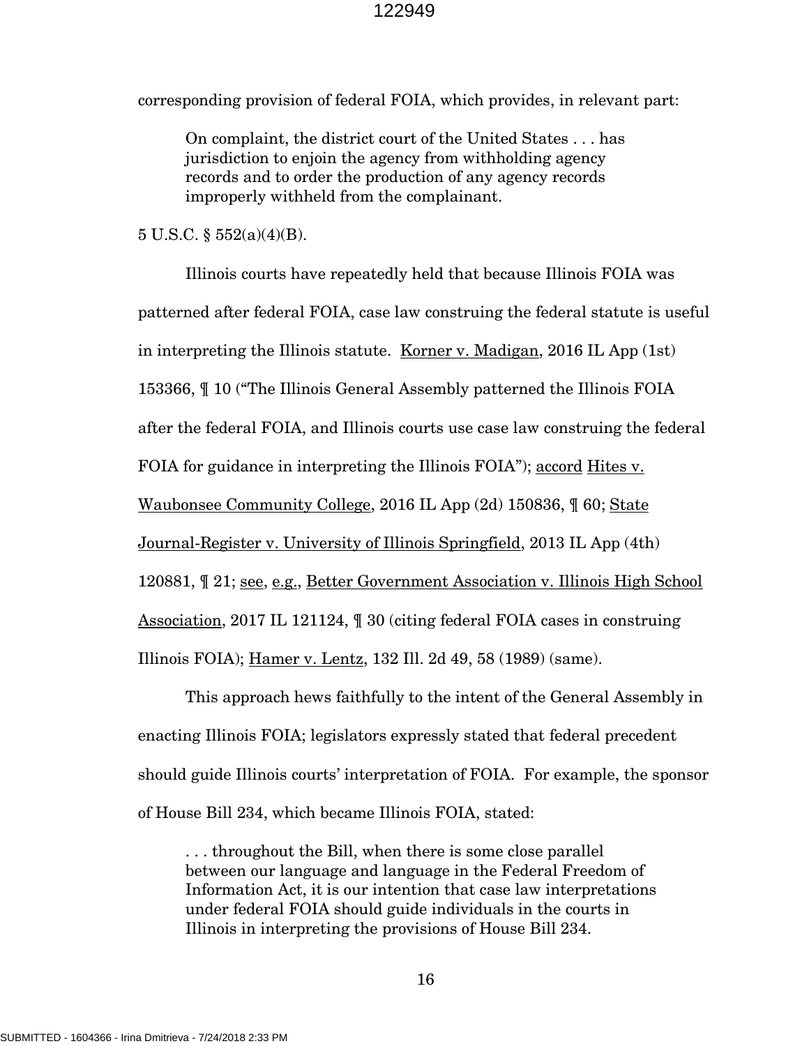corresponding provision of federal FOIA, which provides, in relevant part:

> On complaint, the district court of the United States . . . has jurisdiction to enjoin the agency from withholding agency records and to order the production of any agency records improperly withheld from the complainant.

5 U.S.C. § 552(a)(4)(B).

Illinois courts have repeatedly held that because Illinois FOIA was patterned after federal FOIA, case law construing the federal statute is useful in interpreting the Illinois statute. Korner v. Madigan, 2016 IL App (1st) 153366, ¶ 10 ("The Illinois General Assembly patterned the Illinois FOIA after the federal FOIA, and Illinois courts use case law construing the federal FOIA for guidance in interpreting the Illinois FOIA"); accord Hites v. Waubonsee Community College, 2016 IL App (2d) 150836, ¶ 60; State Journal-Register v. University of Illinois Springfield, 2013 IL App (4th) 120881, ¶ 21; see, e.g., Better Government Association v. Illinois High School Association, 2017 IL 121124, ¶ 30 (citing federal FOIA cases in construing Illinois FOIA); Hamer v. Lentz, 132 Ill. 2d 49, 58 (1989) (same).

This approach hews faithfully to the intent of the General Assembly in enacting Illinois FOIA; legislators expressly stated that federal precedent should guide Illinois courts' interpretation of FOIA. For example, the sponsor of House Bill 234, which became Illinois FOIA, stated:

> . . . throughout the Bill, when there is some close parallel between our language and language in the Federal Freedom of Information Act, it is our intention that case law interpretations under federal FOIA should guide individuals in the courts in Illinois in interpreting the provisions of House Bill 234.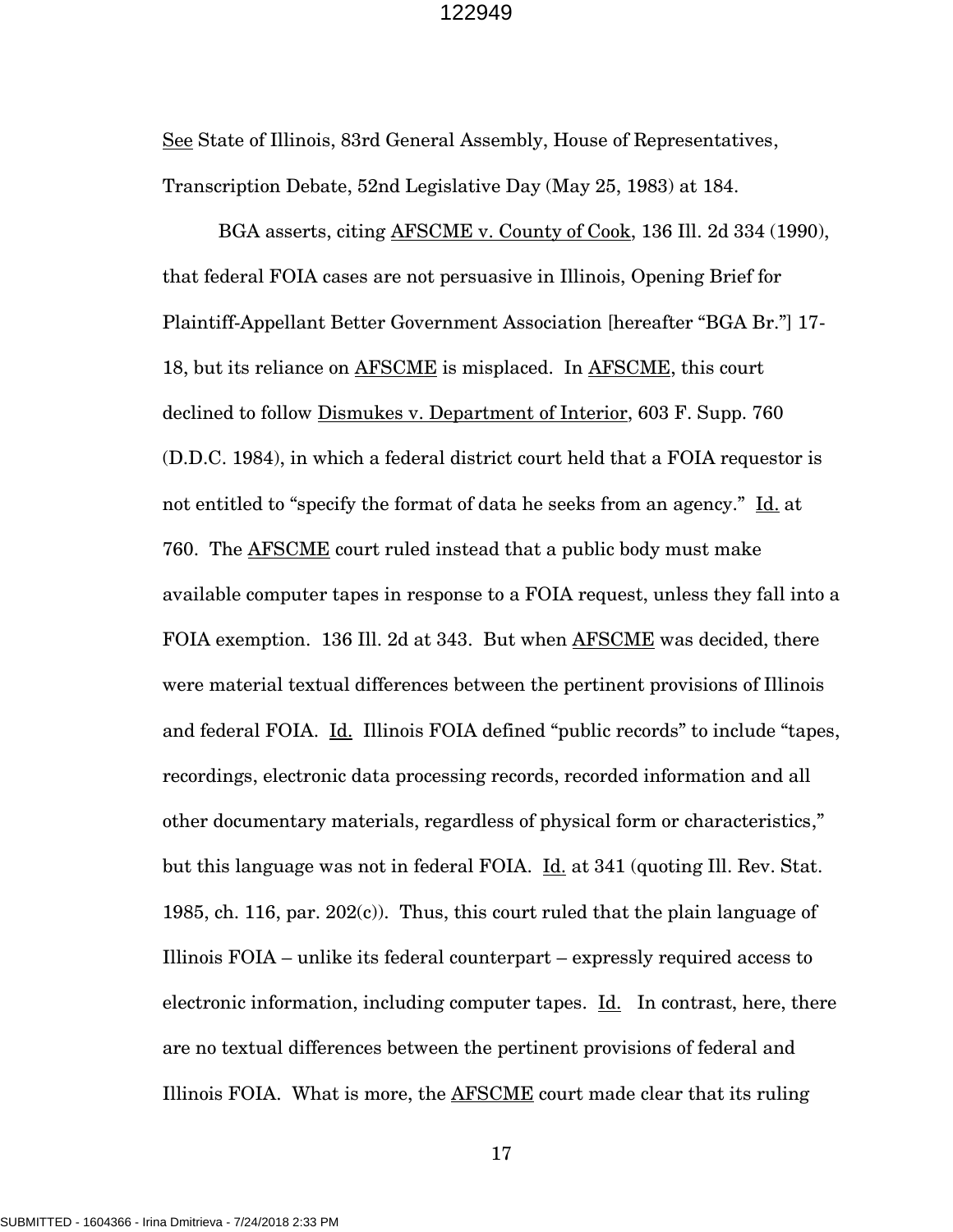See State of Illinois, 83rd General Assembly, House of Representatives, Transcription Debate, 52nd Legislative Day (May 25, 1983) at 184.

BGA asserts, citing AFSCME v. County of Cook, 136 Ill. 2d 334 (1990), that federal FOIA cases are not persuasive in Illinois, Opening Brief for Plaintiff-Appellant Better Government Association [hereafter "BGA Br."] 17-18, but its reliance on AFSCME is misplaced. In AFSCME, this court declined to follow Dismukes v. Department of Interior, 603 F. Supp. 760 (D.D.C. 1984), in which a federal district court held that a FOIA requestor is not entitled to "specify the format of data he seeks from an agency." Id. at 760. The AFSCME court ruled instead that a public body must make available computer tapes in response to a FOIA request, unless they fall into a FOIA exemption. 136 Ill. 2d at 343. But when AFSCME was decided, there were material textual differences between the pertinent provisions of Illinois and federal FOIA. Id. Illinois FOIA defined "public records" to include "tapes, recordings, electronic data processing records, recorded information and all other documentary materials, regardless of physical form or characteristics," but this language was not in federal FOIA. Id. at 341 (quoting Ill. Rev. Stat. 1985, ch. 116, par. 202(c)). Thus, this court ruled that the plain language of Illinois FOIA – unlike its federal counterpart – expressly required access to electronic information, including computer tapes. Id. In contrast, here, there are no textual differences between the pertinent provisions of federal and Illinois FOIA. What is more, the AFSCME court made clear that its ruling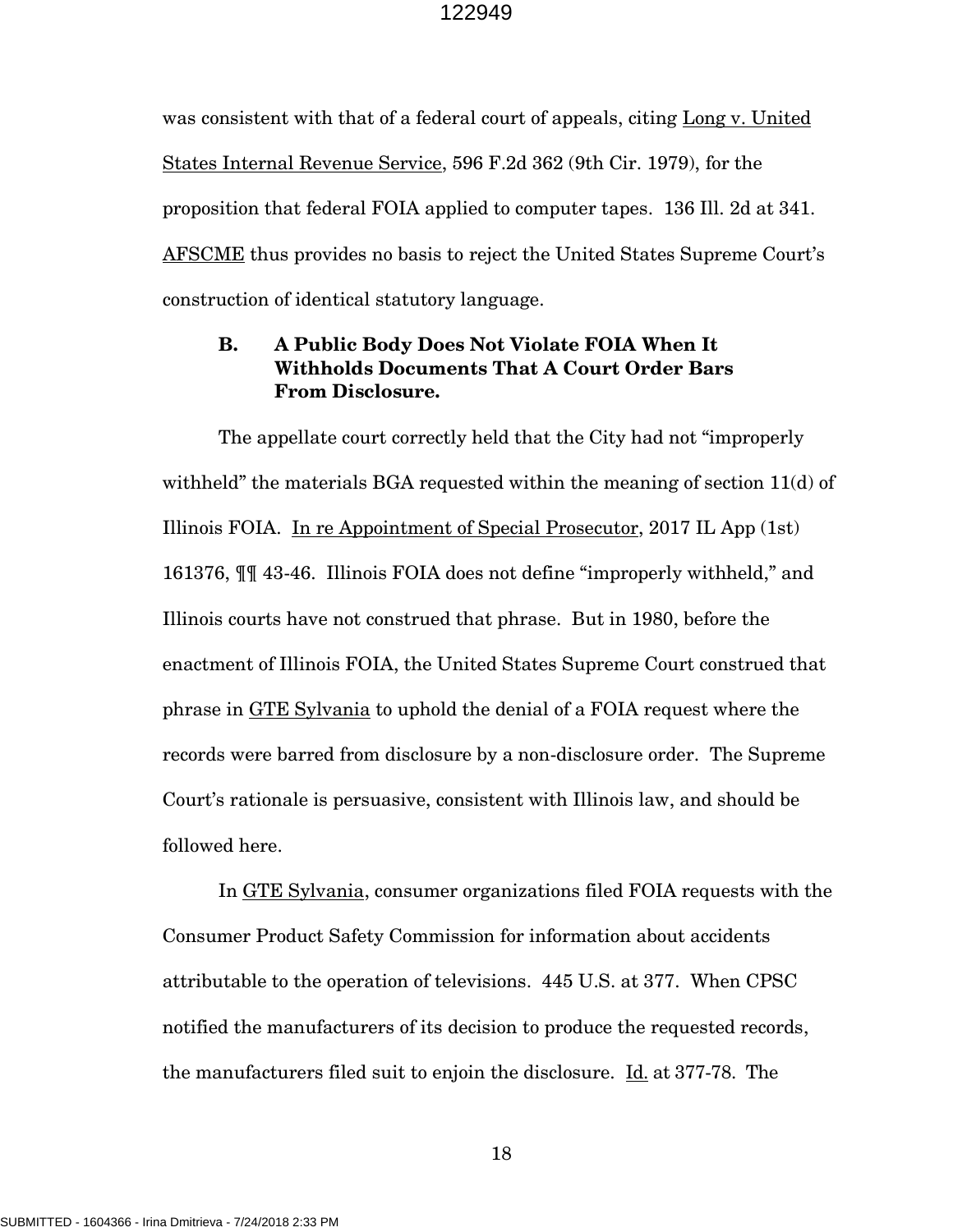was consistent with that of a federal court of appeals, citing Long v. United States Internal Revenue Service, 596 F.2d 362 (9th Cir. 1979), for the proposition that federal FOIA applied to computer tapes. 136 Ill. 2d at 341. AFSCME thus provides no basis to reject the United States Supreme Court's construction of identical statutory language.

### B. A Public Body Does Not Violate FOIA When It Withholds Documents That A Court Order Bars From Disclosure.

The appellate court correctly held that the City had not "improperly withheld" the materials BGA requested within the meaning of section 11(d) of Illinois FOIA. In re Appointment of Special Prosecutor, 2017 IL App (1st) 161376, ¶¶ 43-46. Illinois FOIA does not define "improperly withheld," and Illinois courts have not construed that phrase. But in 1980, before the enactment of Illinois FOIA, the United States Supreme Court construed that phrase in GTE Sylvania to uphold the denial of a FOIA request where the records were barred from disclosure by a non-disclosure order. The Supreme Court's rationale is persuasive, consistent with Illinois law, and should be followed here.

In GTE Sylvania, consumer organizations filed FOIA requests with the Consumer Product Safety Commission for information about accidents attributable to the operation of televisions. 445 U.S. at 377. When CPSC notified the manufacturers of its decision to produce the requested records, the manufacturers filed suit to enjoin the disclosure. Id. at 377-78. The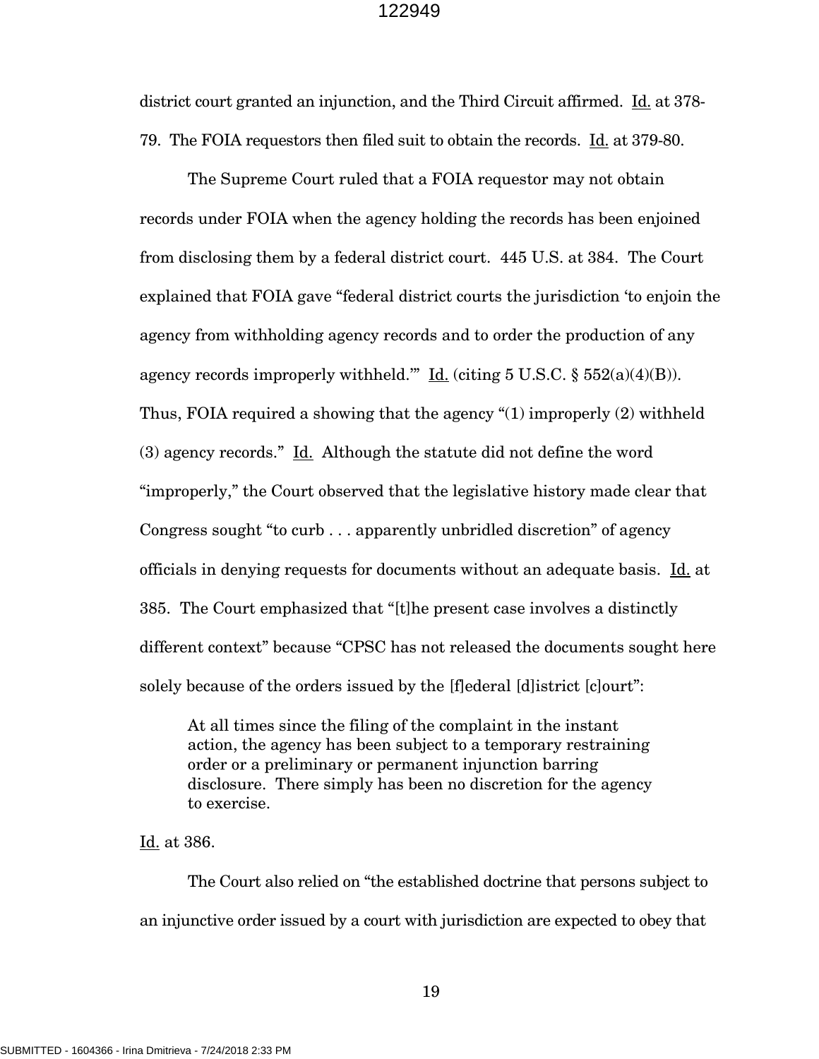district court granted an injunction, and the Third Circuit affirmed. Id. at 378-79. The FOIA requestors then filed suit to obtain the records. Id. at 379-80.

The Supreme Court ruled that a FOIA requestor may not obtain records under FOIA when the agency holding the records has been enjoined from disclosing them by a federal district court. 445 U.S. at 384. The Court explained that FOIA gave "federal district courts the jurisdiction 'to enjoin the agency from withholding agency records and to order the production of any agency records improperly withheld.'" Id. (citing 5 U.S.C. § 552(a)(4)(B)). Thus, FOIA required a showing that the agency "(1) improperly (2) withheld (3) agency records." Id. Although the statute did not define the word "improperly," the Court observed that the legislative history made clear that Congress sought "to curb . . . apparently unbridled discretion" of agency officials in denying requests for documents without an adequate basis. Id. at 385. The Court emphasized that "[t]he present case involves a distinctly different context" because "CPSC has not released the documents sought here solely because of the orders issued by the [f]ederal [d]istrict [c]ourt":

> At all times since the filing of the complaint in the instant action, the agency has been subject to a temporary restraining order or a preliminary or permanent injunction barring disclosure. There simply has been no discretion for the agency to exercise.

Id. at 386.

The Court also relied on "the established doctrine that persons subject to an injunctive order issued by a court with jurisdiction are expected to obey that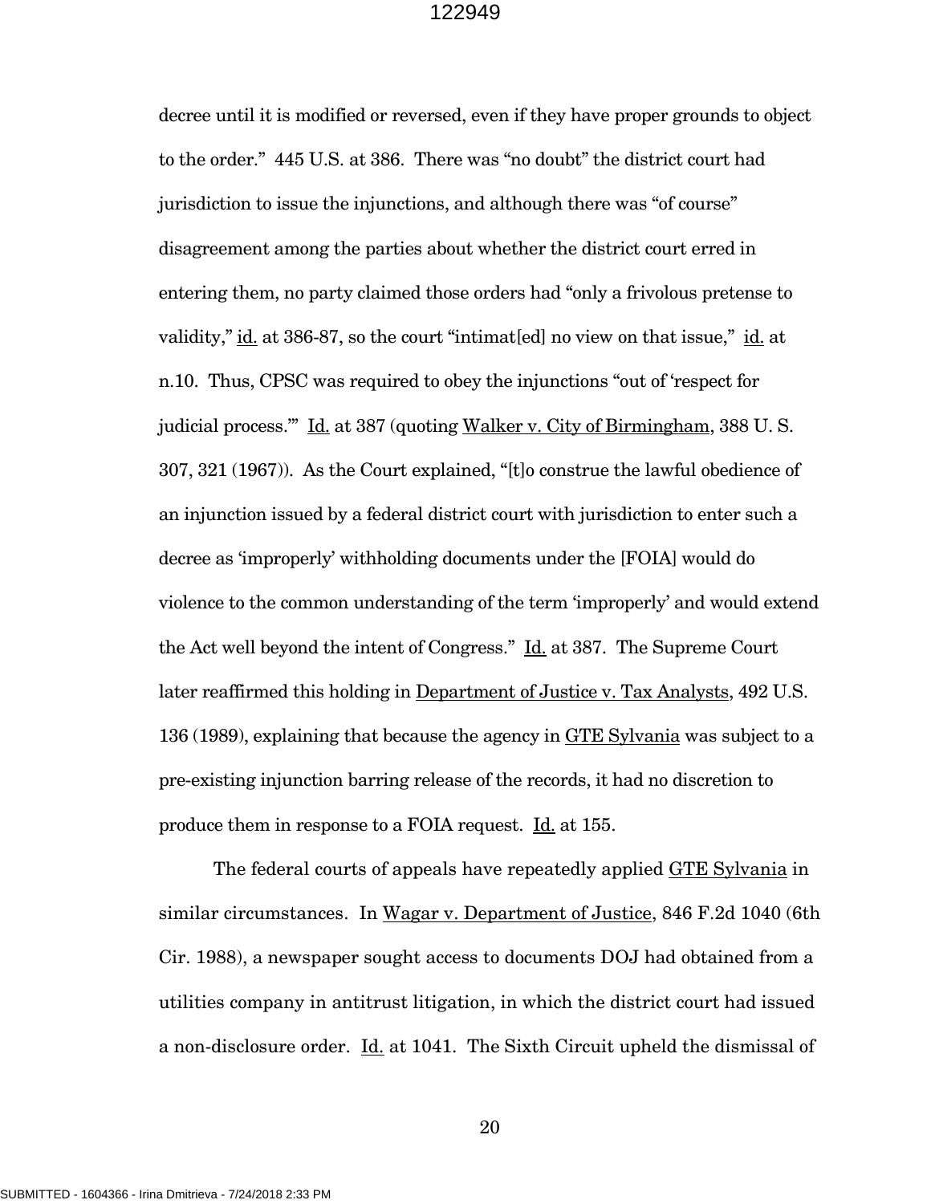decree until it is modified or reversed, even if they have proper grounds to object to the order." 445 U.S. at 386. There was "no doubt" the district court had jurisdiction to issue the injunctions, and although there was "of course" disagreement among the parties about whether the district court erred in entering them, no party claimed those orders had "only a frivolous pretense to validity," id. at 386-87, so the court "intimat[ed] no view on that issue," id. at n.10. Thus, CPSC was required to obey the injunctions "out of 'respect for judicial process.'" Id. at 387 (quoting Walker v. City of Birmingham, 388 U. S. 307, 321 (1967)). As the Court explained, "[t]o construe the lawful obedience of an injunction issued by a federal district court with jurisdiction to enter such a decree as 'improperly' withholding documents under the [FOIA] would do violence to the common understanding of the term 'improperly' and would extend the Act well beyond the intent of Congress." Id. at 387. The Supreme Court later reaffirmed this holding in Department of Justice v. Tax Analysts, 492 U.S. 136 (1989), explaining that because the agency in GTE Sylvania was subject to a pre-existing injunction barring release of the records, it had no discretion to produce them in response to a FOIA request. Id. at 155.

The federal courts of appeals have repeatedly applied GTE Sylvania in similar circumstances. In Wagar v. Department of Justice, 846 F.2d 1040 (6th Cir. 1988), a newspaper sought access to documents DOJ had obtained from a utilities company in antitrust litigation, in which the district court had issued a non-disclosure order. Id. at 1041. The Sixth Circuit upheld the dismissal of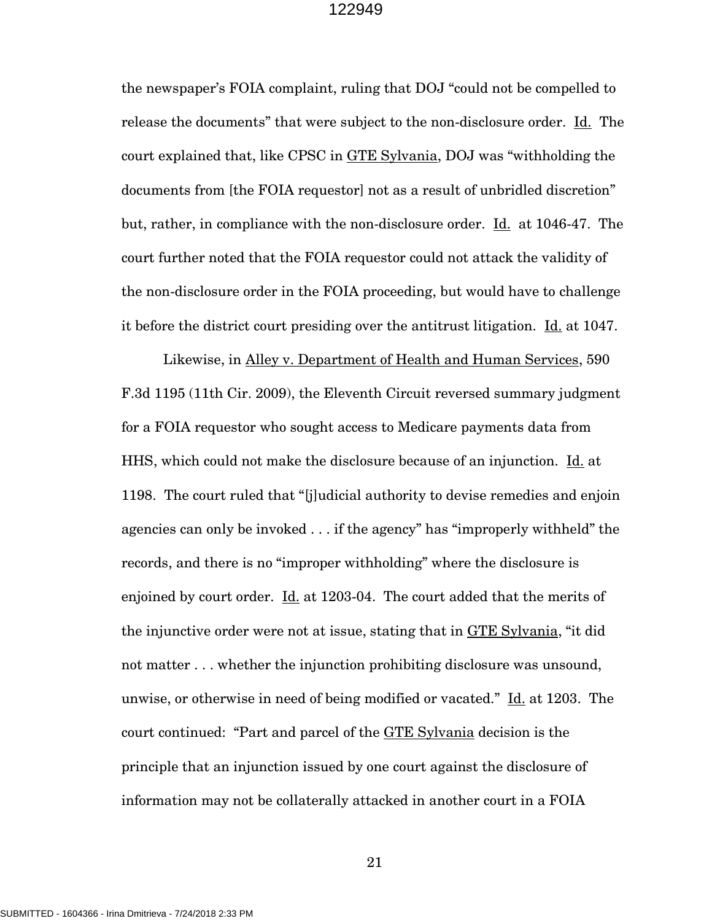the newspaper's FOIA complaint, ruling that DOJ "could not be compelled to release the documents" that were subject to the non-disclosure order. Id. The court explained that, like CPSC in GTE Sylvania, DOJ was "withholding the documents from [the FOIA requestor] not as a result of unbridled discretion" but, rather, in compliance with the non-disclosure order. Id. at 1046-47. The court further noted that the FOIA requestor could not attack the validity of the non-disclosure order in the FOIA proceeding, but would have to challenge it before the district court presiding over the antitrust litigation. Id. at 1047.

Likewise, in Alley v. Department of Health and Human Services, 590 F.3d 1195 (11th Cir. 2009), the Eleventh Circuit reversed summary judgment for a FOIA requestor who sought access to Medicare payments data from HHS, which could not make the disclosure because of an injunction. Id. at 1198. The court ruled that "[j]udicial authority to devise remedies and enjoin agencies can only be invoked . . . if the agency" has "improperly withheld" the records, and there is no "improper withholding" where the disclosure is enjoined by court order. Id. at 1203-04. The court added that the merits of the injunctive order were not at issue, stating that in GTE Sylvania, "it did not matter . . . whether the injunction prohibiting disclosure was unsound, unwise, or otherwise in need of being modified or vacated." Id. at 1203. The court continued: "Part and parcel of the GTE Sylvania decision is the principle that an injunction issued by one court against the disclosure of information may not be collaterally attacked in another court in a FOIA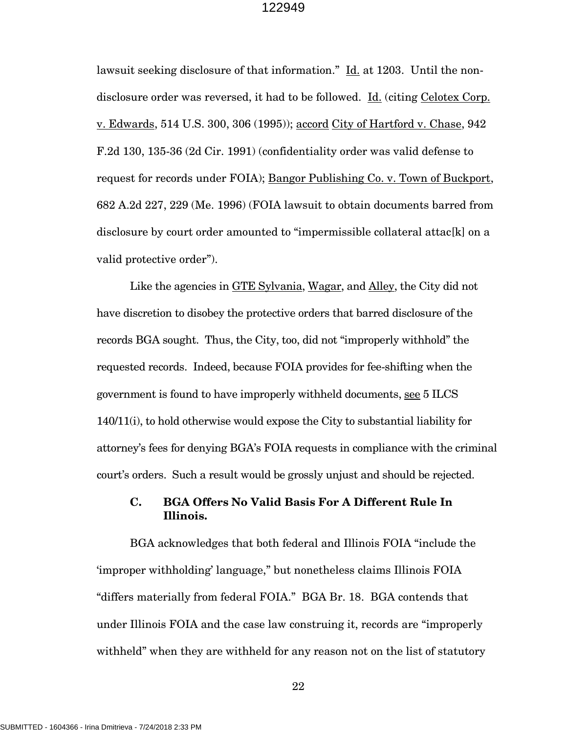lawsuit seeking disclosure of that information." Id. at 1203. Until the non-disclosure order was reversed, it had to be followed. Id. (citing Celotex Corp. v. Edwards, 514 U.S. 300, 306 (1995)); accord City of Hartford v. Chase, 942 F.2d 130, 135-36 (2d Cir. 1991) (confidentiality order was valid defense to request for records under FOIA); Bangor Publishing Co. v. Town of Buckport, 682 A.2d 227, 229 (Me. 1996) (FOIA lawsuit to obtain documents barred from disclosure by court order amounted to "impermissible collateral attac[k] on a valid protective order").

Like the agencies in GTE Sylvania, Wagar, and Alley, the City did not have discretion to disobey the protective orders that barred disclosure of the records BGA sought. Thus, the City, too, did not "improperly withhold" the requested records. Indeed, because FOIA provides for fee-shifting when the government is found to have improperly withheld documents, see 5 ILCS 140/11(i), to hold otherwise would expose the City to substantial liability for attorney's fees for denying BGA's FOIA requests in compliance with the criminal court's orders. Such a result would be grossly unjust and should be rejected.

### C. BGA Offers No Valid Basis For A Different Rule In Illinois.

BGA acknowledges that both federal and Illinois FOIA "include the 'improper withholding' language," but nonetheless claims Illinois FOIA "differs materially from federal FOIA." BGA Br. 18. BGA contends that under Illinois FOIA and the case law construing it, records are "improperly withheld" when they are withheld for any reason not on the list of statutory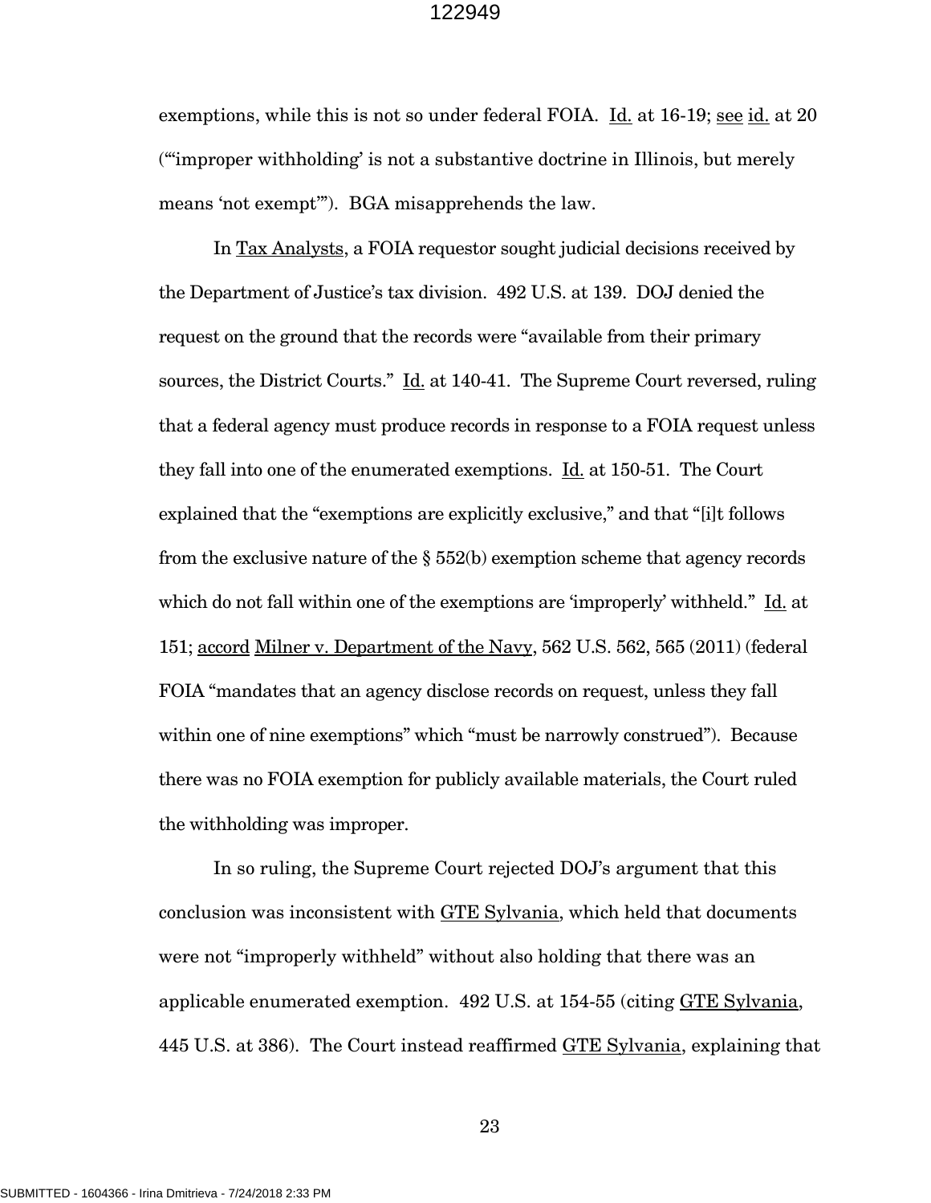exemptions, while this is not so under federal FOIA. Id. at 16-19; see id. at 20 ("'improper withholding' is not a substantive doctrine in Illinois, but merely means 'not exempt'"). BGA misapprehends the law.

In Tax Analysts, a FOIA requestor sought judicial decisions received by the Department of Justice's tax division. 492 U.S. at 139. DOJ denied the request on the ground that the records were "available from their primary sources, the District Courts." Id. at 140-41. The Supreme Court reversed, ruling that a federal agency must produce records in response to a FOIA request unless they fall into one of the enumerated exemptions. Id. at 150-51. The Court explained that the "exemptions are explicitly exclusive," and that "[i]t follows from the exclusive nature of the § 552(b) exemption scheme that agency records which do not fall within one of the exemptions are 'improperly' withheld." Id. at 151; accord Milner v. Department of the Navy, 562 U.S. 562, 565 (2011) (federal FOIA "mandates that an agency disclose records on request, unless they fall within one of nine exemptions" which "must be narrowly construed"). Because there was no FOIA exemption for publicly available materials, the Court ruled the withholding was improper.

In so ruling, the Supreme Court rejected DOJ's argument that this conclusion was inconsistent with GTE Sylvania, which held that documents were not "improperly withheld" without also holding that there was an applicable enumerated exemption. 492 U.S. at 154-55 (citing GTE Sylvania, 445 U.S. at 386). The Court instead reaffirmed GTE Sylvania, explaining that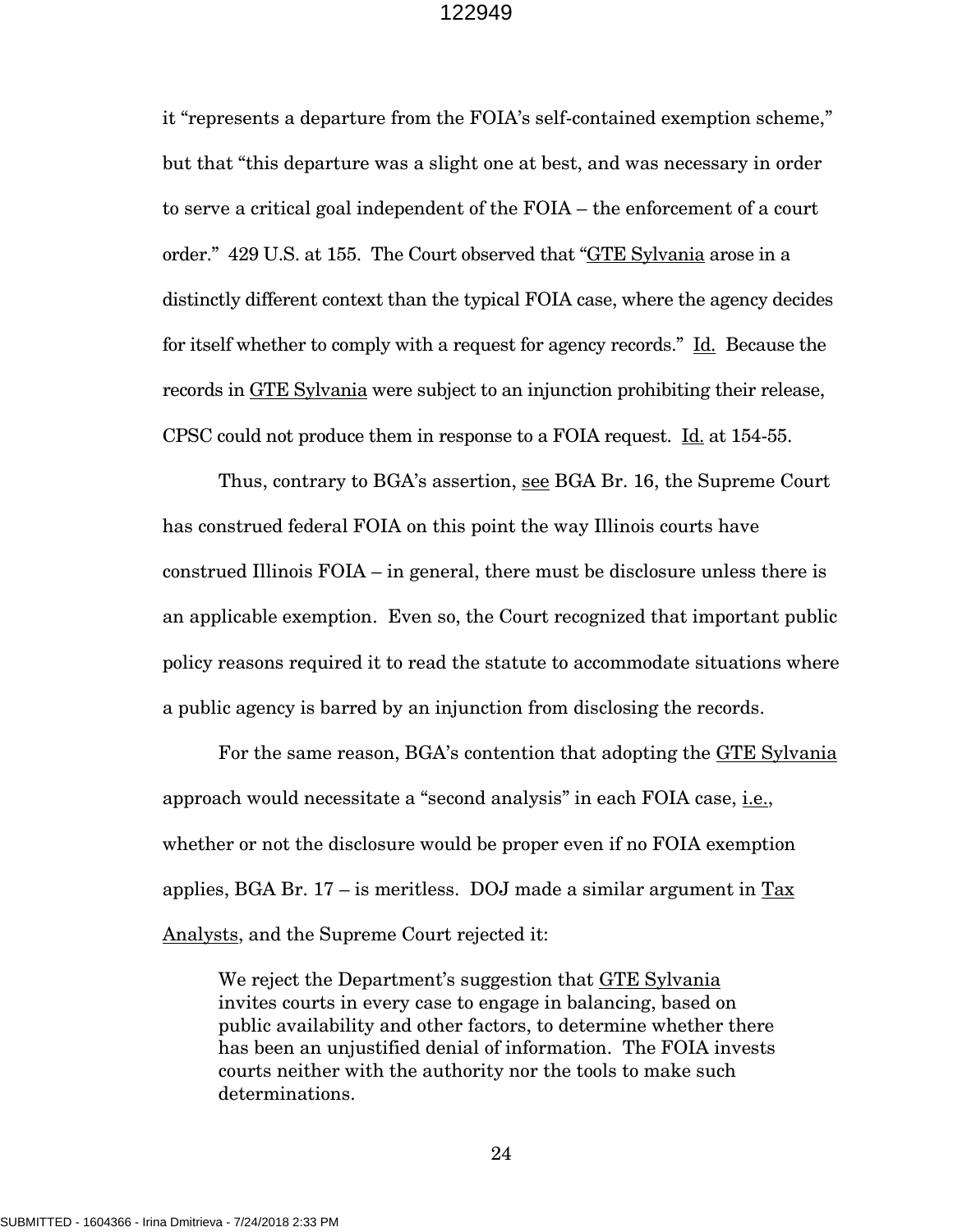it "represents a departure from the FOIA's self-contained exemption scheme," but that "this departure was a slight one at best, and was necessary in order to serve a critical goal independent of the FOIA – the enforcement of a court order." 429 U.S. at 155. The Court observed that "GTE Sylvania arose in a distinctly different context than the typical FOIA case, where the agency decides for itself whether to comply with a request for agency records." Id. Because the records in GTE Sylvania were subject to an injunction prohibiting their release, CPSC could not produce them in response to a FOIA request. Id. at 154-55.

Thus, contrary to BGA's assertion, see BGA Br. 16, the Supreme Court has construed federal FOIA on this point the way Illinois courts have construed Illinois FOIA – in general, there must be disclosure unless there is an applicable exemption. Even so, the Court recognized that important public policy reasons required it to read the statute to accommodate situations where a public agency is barred by an injunction from disclosing the records.

For the same reason, BGA's contention that adopting the GTE Sylvania approach would necessitate a "second analysis" in each FOIA case, i.e., whether or not the disclosure would be proper even if no FOIA exemption applies, BGA Br. 17 – is meritless. DOJ made a similar argument in Tax Analysts, and the Supreme Court rejected it:

> We reject the Department's suggestion that GTE Sylvania invites courts in every case to engage in balancing, based on public availability and other factors, to determine whether there has been an unjustified denial of information. The FOIA invests courts neither with the authority nor the tools to make such determinations.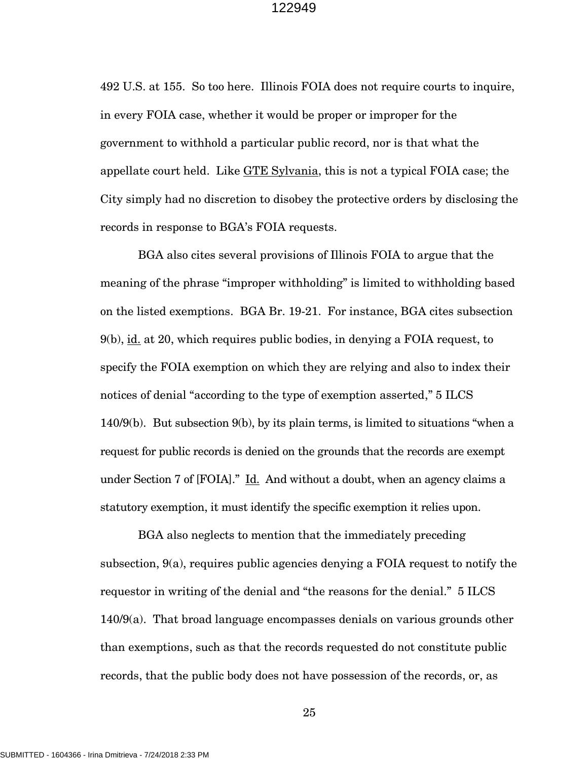492 U.S. at 155. So too here. Illinois FOIA does not require courts to inquire, in every FOIA case, whether it would be proper or improper for the government to withhold a particular public record, nor is that what the appellate court held. Like GTE Sylvania, this is not a typical FOIA case; the City simply had no discretion to disobey the protective orders by disclosing the records in response to BGA's FOIA requests.

BGA also cites several provisions of Illinois FOIA to argue that the meaning of the phrase "improper withholding" is limited to withholding based on the listed exemptions. BGA Br. 19-21. For instance, BGA cites subsection 9(b), id. at 20, which requires public bodies, in denying a FOIA request, to specify the FOIA exemption on which they are relying and also to index their notices of denial "according to the type of exemption asserted," 5 ILCS 140/9(b). But subsection 9(b), by its plain terms, is limited to situations "when a request for public records is denied on the grounds that the records are exempt under Section 7 of [FOIA]." Id. And without a doubt, when an agency claims a statutory exemption, it must identify the specific exemption it relies upon.

BGA also neglects to mention that the immediately preceding subsection, 9(a), requires public agencies denying a FOIA request to notify the requestor in writing of the denial and "the reasons for the denial." 5 ILCS 140/9(a). That broad language encompasses denials on various grounds other than exemptions, such as that the records requested do not constitute public records, that the public body does not have possession of the records, or, as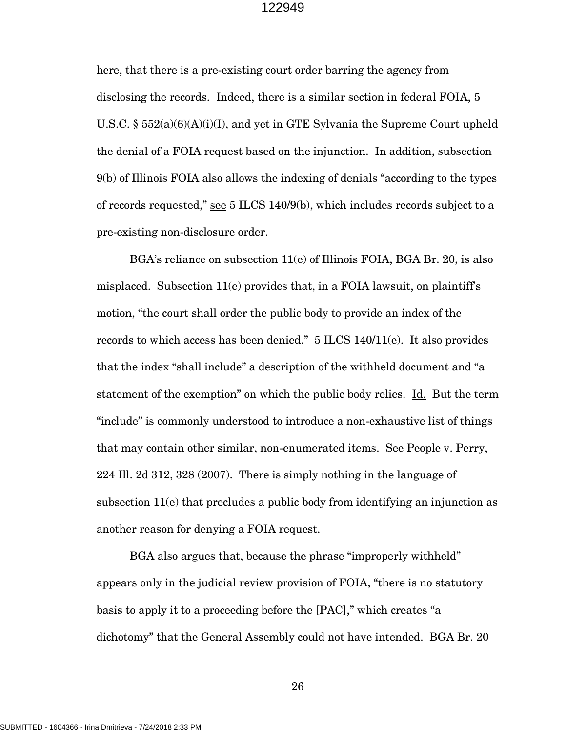here, that there is a pre-existing court order barring the agency from disclosing the records. Indeed, there is a similar section in federal FOIA, 5 U.S.C. § 552(a)(6)(A)(i)(I), and yet in GTE Sylvania the Supreme Court upheld the denial of a FOIA request based on the injunction. In addition, subsection 9(b) of Illinois FOIA also allows the indexing of denials "according to the types of records requested," see 5 ILCS 140/9(b), which includes records subject to a pre-existing non-disclosure order.

BGA's reliance on subsection 11(e) of Illinois FOIA, BGA Br. 20, is also misplaced. Subsection 11(e) provides that, in a FOIA lawsuit, on plaintiff's motion, "the court shall order the public body to provide an index of the records to which access has been denied." 5 ILCS 140/11(e). It also provides that the index "shall include" a description of the withheld document and "a statement of the exemption" on which the public body relies. Id. But the term "include" is commonly understood to introduce a non-exhaustive list of things that may contain other similar, non-enumerated items. See People v. Perry, 224 Ill. 2d 312, 328 (2007). There is simply nothing in the language of subsection 11(e) that precludes a public body from identifying an injunction as another reason for denying a FOIA request.

BGA also argues that, because the phrase "improperly withheld" appears only in the judicial review provision of FOIA, "there is no statutory basis to apply it to a proceeding before the [PAC]," which creates "a dichotomy" that the General Assembly could not have intended. BGA Br. 20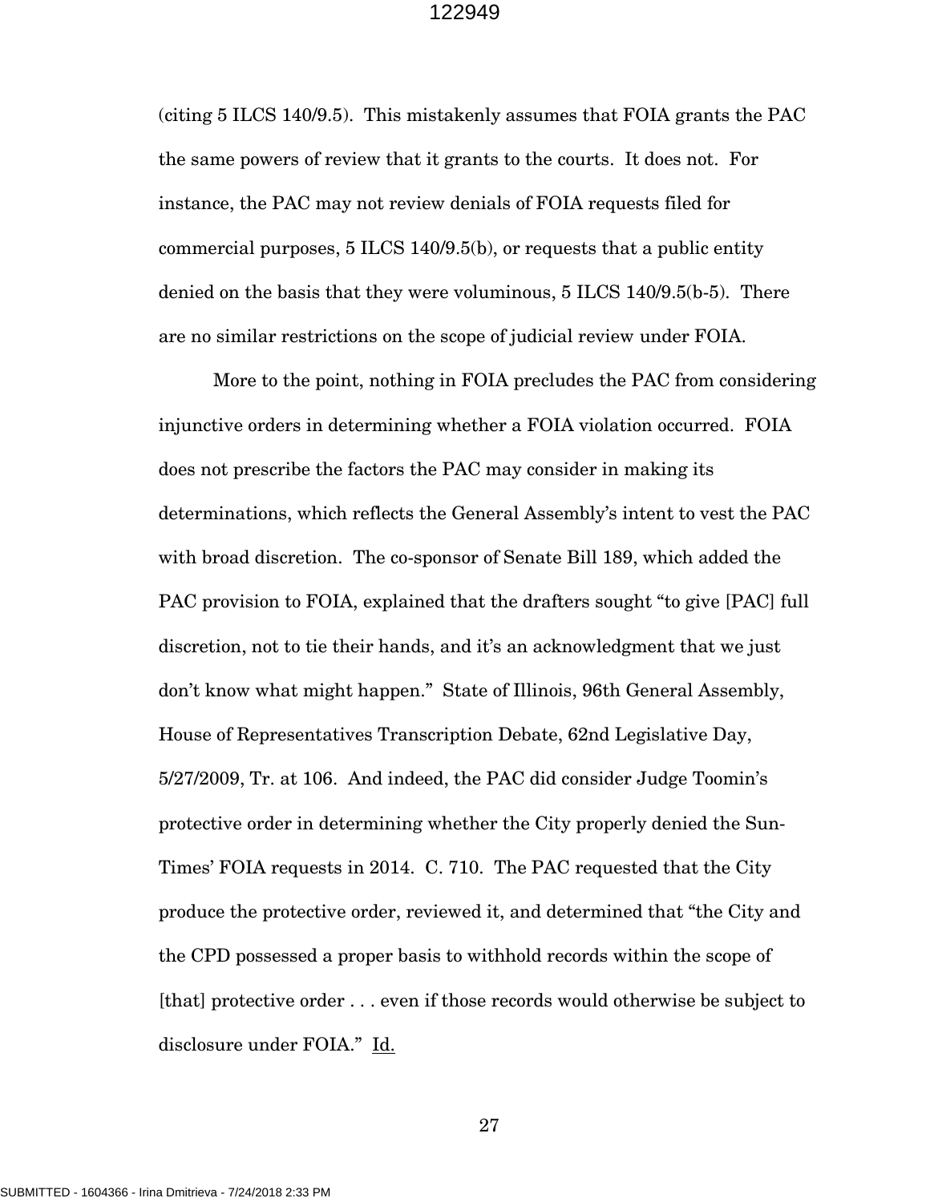(citing 5 ILCS 140/9.5). This mistakenly assumes that FOIA grants the PAC the same powers of review that it grants to the courts. It does not. For instance, the PAC may not review denials of FOIA requests filed for commercial purposes, 5 ILCS 140/9.5(b), or requests that a public entity denied on the basis that they were voluminous, 5 ILCS 140/9.5(b-5). There are no similar restrictions on the scope of judicial review under FOIA.

More to the point, nothing in FOIA precludes the PAC from considering injunctive orders in determining whether a FOIA violation occurred. FOIA does not prescribe the factors the PAC may consider in making its determinations, which reflects the General Assembly's intent to vest the PAC with broad discretion. The co-sponsor of Senate Bill 189, which added the PAC provision to FOIA, explained that the drafters sought "to give [PAC] full discretion, not to tie their hands, and it's an acknowledgment that we just don't know what might happen." State of Illinois, 96th General Assembly, House of Representatives Transcription Debate, 62nd Legislative Day, 5/27/2009, Tr. at 106. And indeed, the PAC did consider Judge Toomin's protective order in determining whether the City properly denied the Sun-Times' FOIA requests in 2014. C. 710. The PAC requested that the City produce the protective order, reviewed it, and determined that "the City and the CPD possessed a proper basis to withhold records within the scope of [that] protective order . . . even if those records would otherwise be subject to disclosure under FOIA." Id.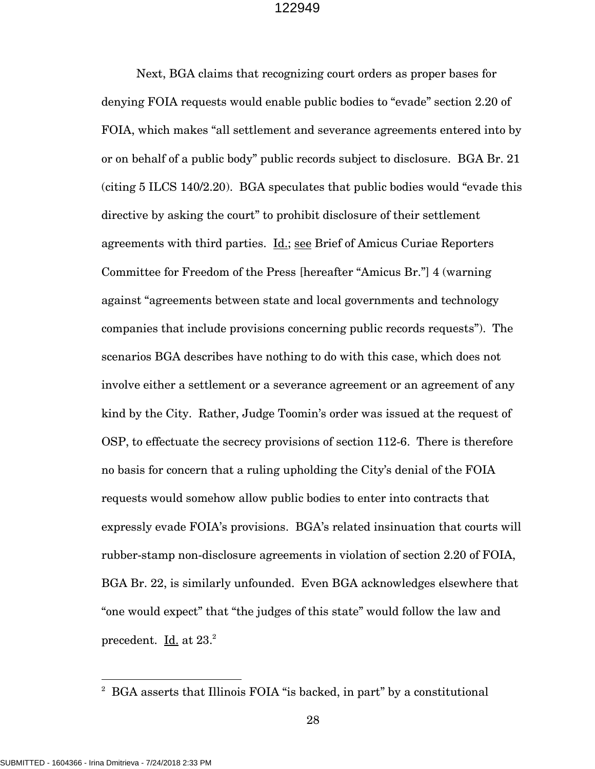Next, BGA claims that recognizing court orders as proper bases for denying FOIA requests would enable public bodies to "evade" section 2.20 of FOIA, which makes "all settlement and severance agreements entered into by or on behalf of a public body" public records subject to disclosure. BGA Br. 21 (citing 5 ILCS 140/2.20). BGA speculates that public bodies would "evade this directive by asking the court" to prohibit disclosure of their settlement agreements with third parties. Id.; see Brief of Amicus Curiae Reporters Committee for Freedom of the Press [hereafter "Amicus Br."] 4 (warning against "agreements between state and local governments and technology companies that include provisions concerning public records requests"). The scenarios BGA describes have nothing to do with this case, which does not involve either a settlement or a severance agreement or an agreement of any kind by the City. Rather, Judge Toomin's order was issued at the request of OSP, to effectuate the secrecy provisions of section 112-6. There is therefore no basis for concern that a ruling upholding the City's denial of the FOIA requests would somehow allow public bodies to enter into contracts that expressly evade FOIA's provisions. BGA's related insinuation that courts will rubber-stamp non-disclosure agreements in violation of section 2.20 of FOIA, BGA Br. 22, is similarly unfounded. Even BGA acknowledges elsewhere that "one would expect" that "the judges of this state" would follow the law and precedent. Id. at 23.[2]

---

[2] BGA asserts that Illinois FOIA "is backed, in part" by a constitutional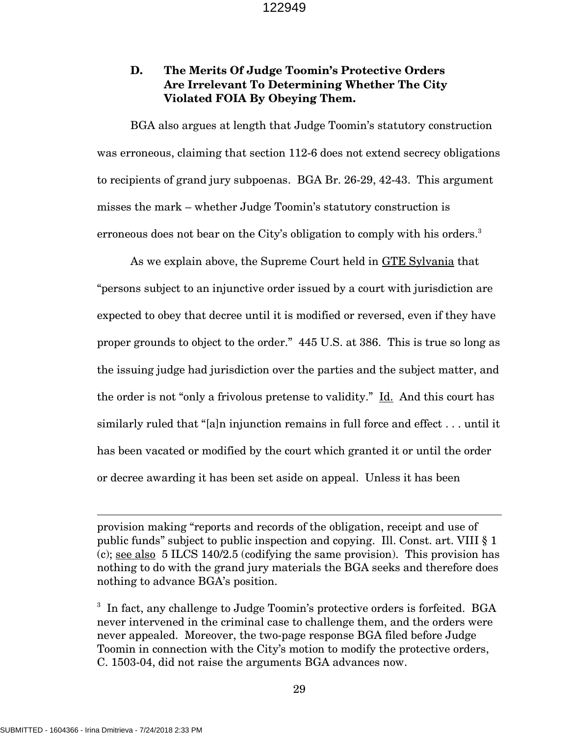### D. The Merits Of Judge Toomin's Protective Orders Are Irrelevant To Determining Whether The City Violated FOIA By Obeying Them.

BGA also argues at length that Judge Toomin's statutory construction was erroneous, claiming that section 112-6 does not extend secrecy obligations to recipients of grand jury subpoenas. BGA Br. 26-29, 42-43. This argument misses the mark – whether Judge Toomin's statutory construction is erroneous does not bear on the City's obligation to comply with his orders.[3]

As we explain above, the Supreme Court held in GTE Sylvania that "persons subject to an injunctive order issued by a court with jurisdiction are expected to obey that decree until it is modified or reversed, even if they have proper grounds to object to the order." 445 U.S. at 386. This is true so long as the issuing judge had jurisdiction over the parties and the subject matter, and the order is not "only a frivolous pretense to validity." Id. And this court has similarly ruled that "[a]n injunction remains in full force and effect . . . until it has been vacated or modified by the court which granted it or until the order or decree awarding it has been set aside on appeal. Unless it has been

---

provision making "reports and records of the obligation, receipt and use of public funds" subject to public inspection and copying. Ill. Const. art. VIII § 1 (c); see also 5 ILCS 140/2.5 (codifying the same provision). This provision has nothing to do with the grand jury materials the BGA seeks and therefore does nothing to advance BGA's position.

[3] In fact, any challenge to Judge Toomin's protective orders is forfeited. BGA never intervened in the criminal case to challenge them, and the orders were never appealed. Moreover, the two-page response BGA filed before Judge Toomin in connection with the City's motion to modify the protective orders, C. 1503-04, did not raise the arguments BGA advances now.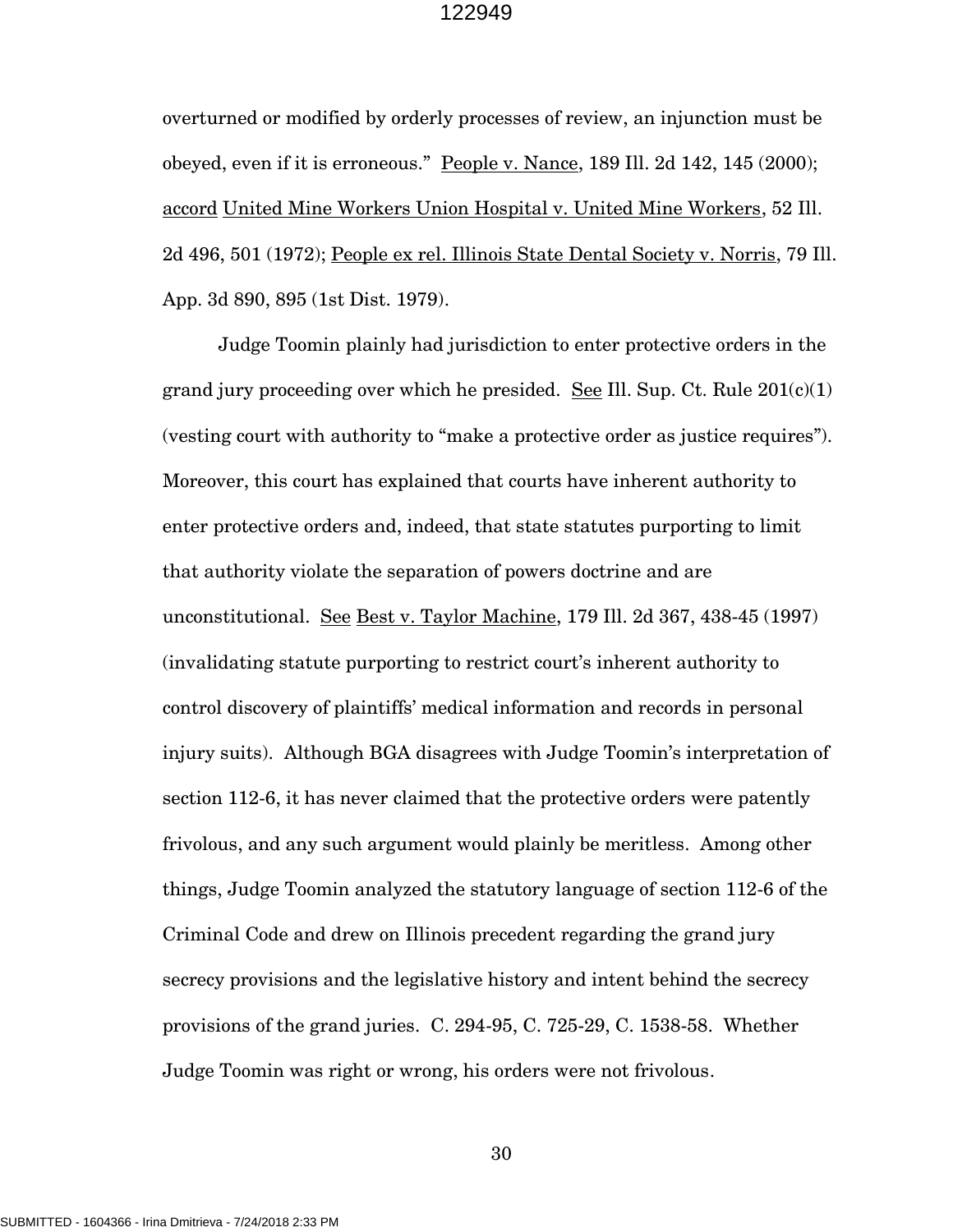overturned or modified by orderly processes of review, an injunction must be obeyed, even if it is erroneous." People v. Nance, 189 Ill. 2d 142, 145 (2000); accord United Mine Workers Union Hospital v. United Mine Workers, 52 Ill. 2d 496, 501 (1972); People ex rel. Illinois State Dental Society v. Norris, 79 Ill. App. 3d 890, 895 (1st Dist. 1979).

Judge Toomin plainly had jurisdiction to enter protective orders in the grand jury proceeding over which he presided. See Ill. Sup. Ct. Rule 201(c)(1) (vesting court with authority to "make a protective order as justice requires"). Moreover, this court has explained that courts have inherent authority to enter protective orders and, indeed, that state statutes purporting to limit that authority violate the separation of powers doctrine and are unconstitutional. See Best v. Taylor Machine, 179 Ill. 2d 367, 438-45 (1997) (invalidating statute purporting to restrict court's inherent authority to control discovery of plaintiffs' medical information and records in personal injury suits). Although BGA disagrees with Judge Toomin's interpretation of section 112-6, it has never claimed that the protective orders were patently frivolous, and any such argument would plainly be meritless. Among other things, Judge Toomin analyzed the statutory language of section 112-6 of the Criminal Code and drew on Illinois precedent regarding the grand jury secrecy provisions and the legislative history and intent behind the secrecy provisions of the grand juries. C. 294-95, C. 725-29, C. 1538-58. Whether Judge Toomin was right or wrong, his orders were not frivolous.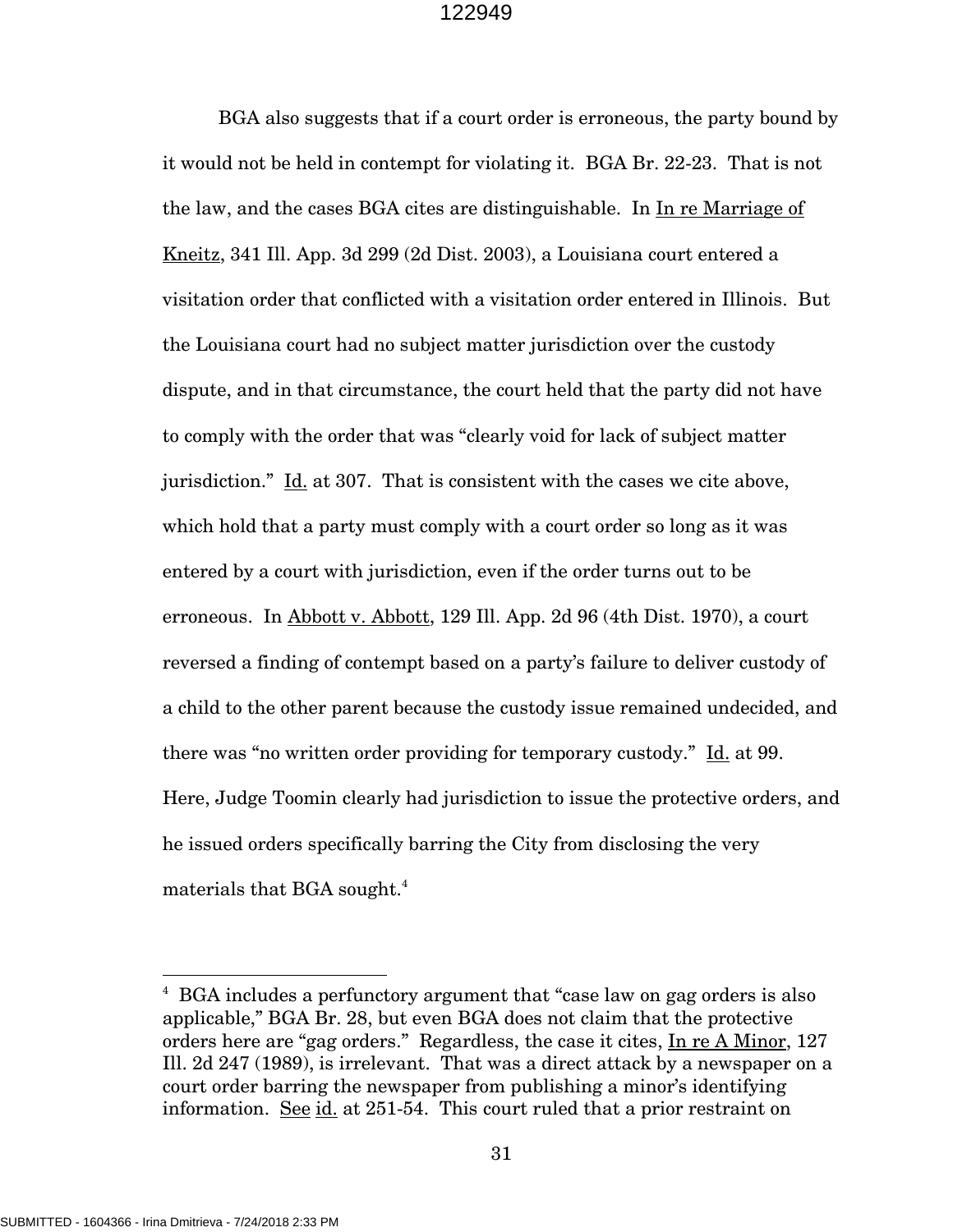BGA also suggests that if a court order is erroneous, the party bound by it would not be held in contempt for violating it. BGA Br. 22-23. That is not the law, and the cases BGA cites are distinguishable. In In re Marriage of Kneitz, 341 Ill. App. 3d 299 (2d Dist. 2003), a Louisiana court entered a visitation order that conflicted with a visitation order entered in Illinois. But the Louisiana court had no subject matter jurisdiction over the custody dispute, and in that circumstance, the court held that the party did not have to comply with the order that was "clearly void for lack of subject matter jurisdiction." Id. at 307. That is consistent with the cases we cite above, which hold that a party must comply with a court order so long as it was entered by a court with jurisdiction, even if the order turns out to be erroneous. In Abbott v. Abbott, 129 Ill. App. 2d 96 (4th Dist. 1970), a court reversed a finding of contempt based on a party's failure to deliver custody of a child to the other parent because the custody issue remained undecided, and there was "no written order providing for temporary custody." Id. at 99. Here, Judge Toomin clearly had jurisdiction to issue the protective orders, and he issued orders specifically barring the City from disclosing the very materials that BGA sought.[4]

[4] BGA includes a perfunctory argument that "case law on gag orders is also applicable," BGA Br. 28, but even BGA does not claim that the protective orders here are "gag orders." Regardless, the case it cites, In re A Minor, 127 Ill. 2d 247 (1989), is irrelevant. That was a direct attack by a newspaper on a court order barring the newspaper from publishing a minor's identifying information. See id. at 251-54. This court ruled that a prior restraint on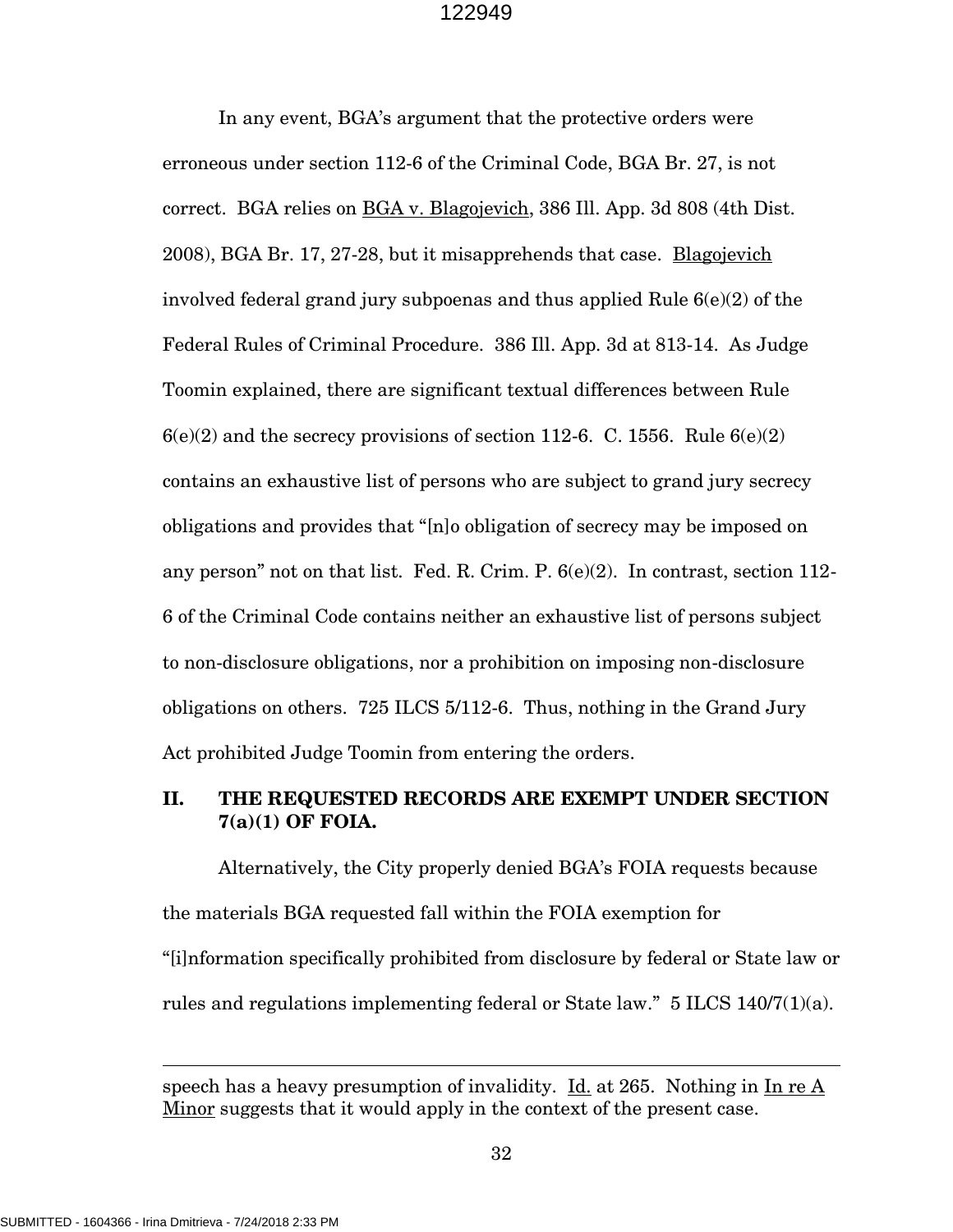In any event, BGA's argument that the protective orders were erroneous under section 112-6 of the Criminal Code, BGA Br. 27, is not correct. BGA relies on BGA v. Blagojevich, 386 Ill. App. 3d 808 (4th Dist. 2008), BGA Br. 17, 27-28, but it misapprehends that case. Blagojevich involved federal grand jury subpoenas and thus applied Rule 6(e)(2) of the Federal Rules of Criminal Procedure. 386 Ill. App. 3d at 813-14. As Judge Toomin explained, there are significant textual differences between Rule 6(e)(2) and the secrecy provisions of section 112-6. C. 1556. Rule 6(e)(2) contains an exhaustive list of persons who are subject to grand jury secrecy obligations and provides that "[n]o obligation of secrecy may be imposed on any person" not on that list. Fed. R. Crim. P. 6(e)(2). In contrast, section 112-6 of the Criminal Code contains neither an exhaustive list of persons subject to non-disclosure obligations, nor a prohibition on imposing non-disclosure obligations on others. 725 ILCS 5/112-6. Thus, nothing in the Grand Jury Act prohibited Judge Toomin from entering the orders.

## II. THE REQUESTED RECORDS ARE EXEMPT UNDER SECTION 7(a)(1) OF FOIA.

Alternatively, the City properly denied BGA's FOIA requests because the materials BGA requested fall within the FOIA exemption for "[i]nformation specifically prohibited from disclosure by federal or State law or rules and regulations implementing federal or State law." 5 ILCS 140/7(1)(a).

---

speech has a heavy presumption of invalidity. Id. at 265. Nothing in In re A Minor suggests that it would apply in the context of the present case.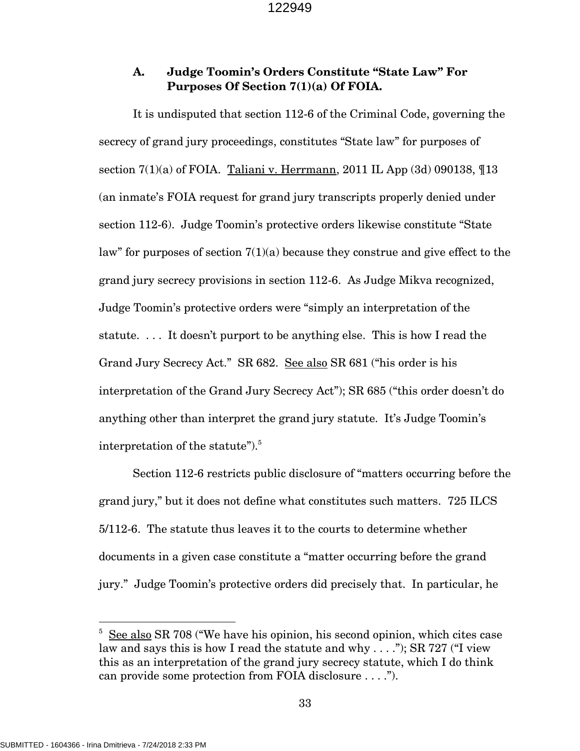### A. Judge Toomin's Orders Constitute "State Law" For Purposes Of Section 7(1)(a) Of FOIA.

It is undisputed that section 112-6 of the Criminal Code, governing the secrecy of grand jury proceedings, constitutes "State law" for purposes of section 7(1)(a) of FOIA. Taliani v. Herrmann, 2011 IL App (3d) 090138, ¶13 (an inmate's FOIA request for grand jury transcripts properly denied under section 112-6). Judge Toomin's protective orders likewise constitute "State law" for purposes of section 7(1)(a) because they construe and give effect to the grand jury secrecy provisions in section 112-6. As Judge Mikva recognized, Judge Toomin's protective orders were "simply an interpretation of the statute. . . . It doesn't purport to be anything else. This is how I read the Grand Jury Secrecy Act." SR 682. See also SR 681 ("his order is his interpretation of the Grand Jury Secrecy Act"); SR 685 ("this order doesn't do anything other than interpret the grand jury statute. It's Judge Toomin's interpretation of the statute").[5]

Section 112-6 restricts public disclosure of "matters occurring before the grand jury," but it does not define what constitutes such matters. 725 ILCS 5/112-6. The statute thus leaves it to the courts to determine whether documents in a given case constitute a "matter occurring before the grand jury." Judge Toomin's protective orders did precisely that. In particular, he

[5] See also SR 708 ("We have his opinion, his second opinion, which cites case law and says this is how I read the statute and why . . . ."); SR 727 ("I view this as an interpretation of the grand jury secrecy statute, which I do think can provide some protection from FOIA disclosure . . . .").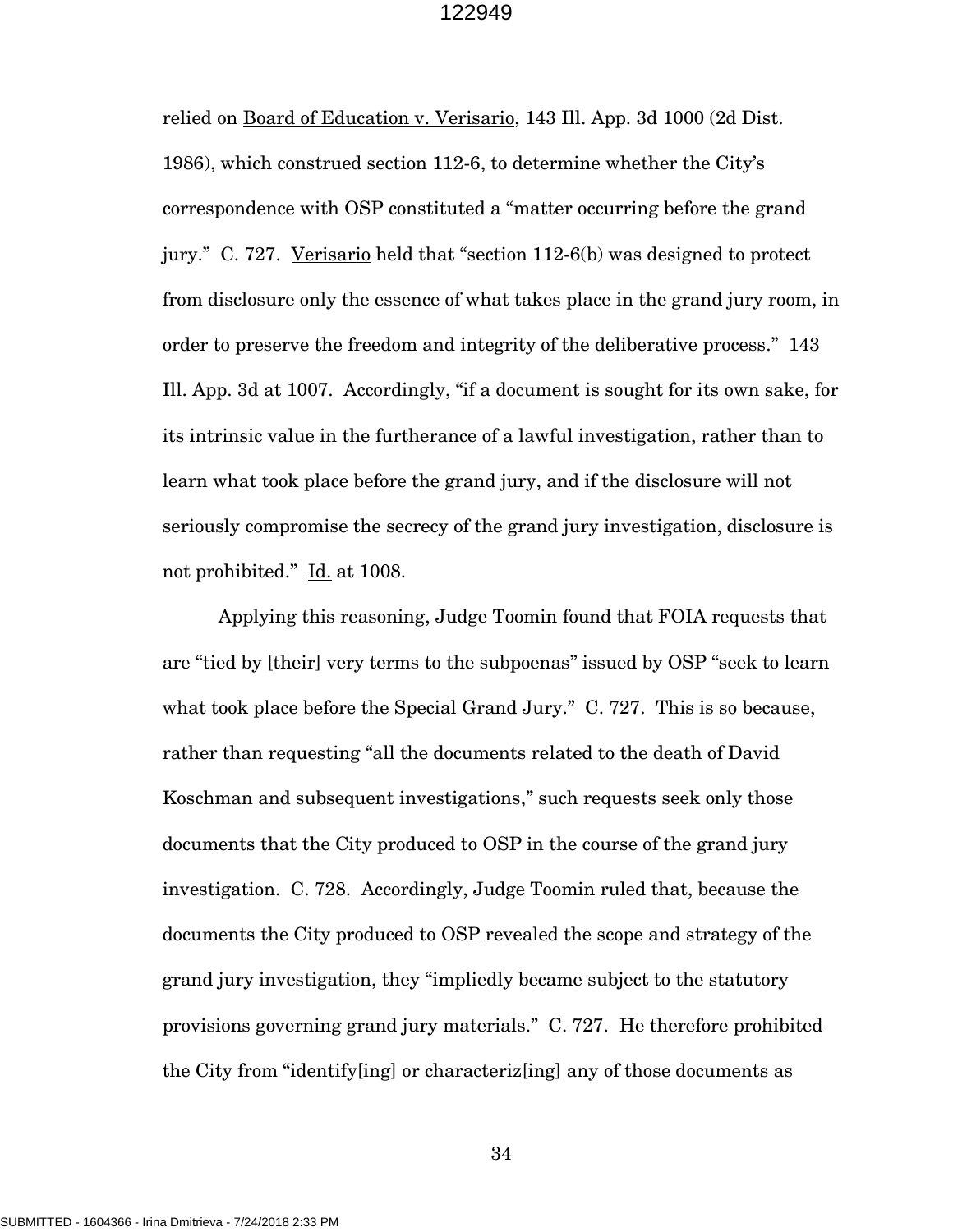relied on Board of Education v. Verisario, 143 Ill. App. 3d 1000 (2d Dist. 1986), which construed section 112-6, to determine whether the City's correspondence with OSP constituted a "matter occurring before the grand jury." C. 727. Verisario held that "section 112-6(b) was designed to protect from disclosure only the essence of what takes place in the grand jury room, in order to preserve the freedom and integrity of the deliberative process." 143 Ill. App. 3d at 1007. Accordingly, "if a document is sought for its own sake, for its intrinsic value in the furtherance of a lawful investigation, rather than to learn what took place before the grand jury, and if the disclosure will not seriously compromise the secrecy of the grand jury investigation, disclosure is not prohibited." Id. at 1008.

Applying this reasoning, Judge Toomin found that FOIA requests that are "tied by [their] very terms to the subpoenas" issued by OSP "seek to learn what took place before the Special Grand Jury." C. 727. This is so because, rather than requesting "all the documents related to the death of David Koschman and subsequent investigations," such requests seek only those documents that the City produced to OSP in the course of the grand jury investigation. C. 728. Accordingly, Judge Toomin ruled that, because the documents the City produced to OSP revealed the scope and strategy of the grand jury investigation, they "impliedly became subject to the statutory provisions governing grand jury materials." C. 727. He therefore prohibited the City from "identify[ing] or characteriz[ing] any of those documents as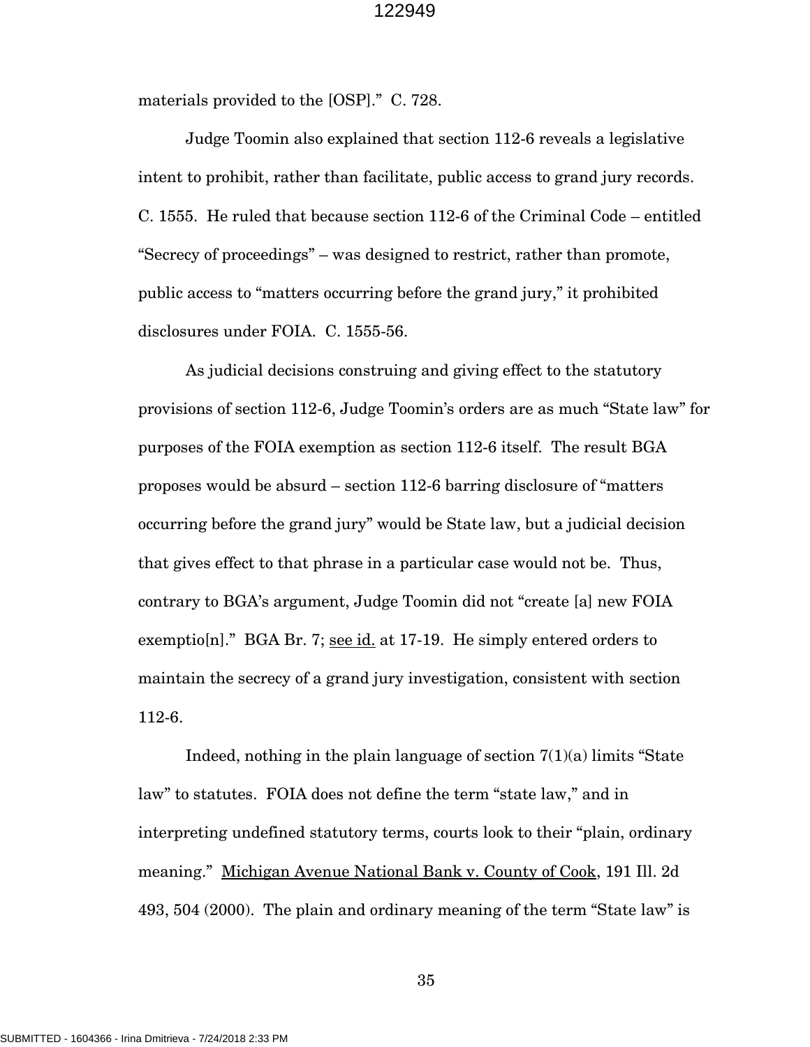materials provided to the [OSP]." C. 728.

Judge Toomin also explained that section 112-6 reveals a legislative intent to prohibit, rather than facilitate, public access to grand jury records. C. 1555. He ruled that because section 112-6 of the Criminal Code – entitled "Secrecy of proceedings" – was designed to restrict, rather than promote, public access to "matters occurring before the grand jury," it prohibited disclosures under FOIA. C. 1555-56.

As judicial decisions construing and giving effect to the statutory provisions of section 112-6, Judge Toomin's orders are as much "State law" for purposes of the FOIA exemption as section 112-6 itself. The result BGA proposes would be absurd – section 112-6 barring disclosure of "matters occurring before the grand jury" would be State law, but a judicial decision that gives effect to that phrase in a particular case would not be. Thus, contrary to BGA's argument, Judge Toomin did not "create [a] new FOIA exemptio[n]." BGA Br. 7; see id. at 17-19. He simply entered orders to maintain the secrecy of a grand jury investigation, consistent with section 112-6.

Indeed, nothing in the plain language of section 7(1)(a) limits "State law" to statutes. FOIA does not define the term "state law," and in interpreting undefined statutory terms, courts look to their "plain, ordinary meaning." Michigan Avenue National Bank v. County of Cook, 191 Ill. 2d 493, 504 (2000). The plain and ordinary meaning of the term "State law" is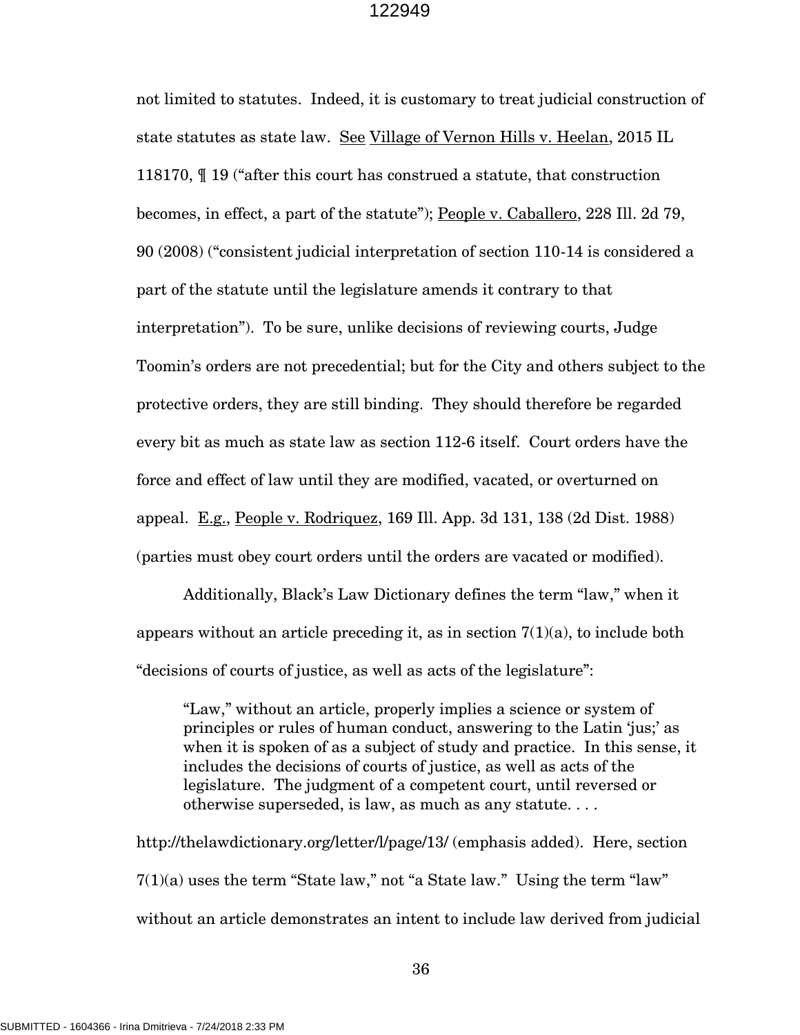not limited to statutes. Indeed, it is customary to treat judicial construction of state statutes as state law. See Village of Vernon Hills v. Heelan, 2015 IL 118170, ¶ 19 ("after this court has construed a statute, that construction becomes, in effect, a part of the statute"); People v. Caballero, 228 Ill. 2d 79, 90 (2008) ("consistent judicial interpretation of section 110-14 is considered a part of the statute until the legislature amends it contrary to that interpretation"). To be sure, unlike decisions of reviewing courts, Judge Toomin's orders are not precedential; but for the City and others subject to the protective orders, they are still binding. They should therefore be regarded every bit as much as state law as section 112-6 itself. Court orders have the force and effect of law until they are modified, vacated, or overturned on appeal. E.g., People v. Rodriquez, 169 Ill. App. 3d 131, 138 (2d Dist. 1988) (parties must obey court orders until the orders are vacated or modified).

Additionally, Black's Law Dictionary defines the term "law," when it appears without an article preceding it, as in section 7(1)(a), to include both "decisions of courts of justice, as well as acts of the legislature":

> "Law," without an article, properly implies a science or system of principles or rules of human conduct, answering to the Latin 'jus;' as when it is spoken of as a subject of study and practice. In this sense, it includes the decisions of courts of justice, as well as acts of the legislature. The judgment of a competent court, until reversed or otherwise superseded, is law, as much as any statute. . . .

http://thelawdictionary.org/letter/l/page/13/ (emphasis added). Here, section 7(1)(a) uses the term "State law," not "a State law." Using the term "law" without an article demonstrates an intent to include law derived from judicial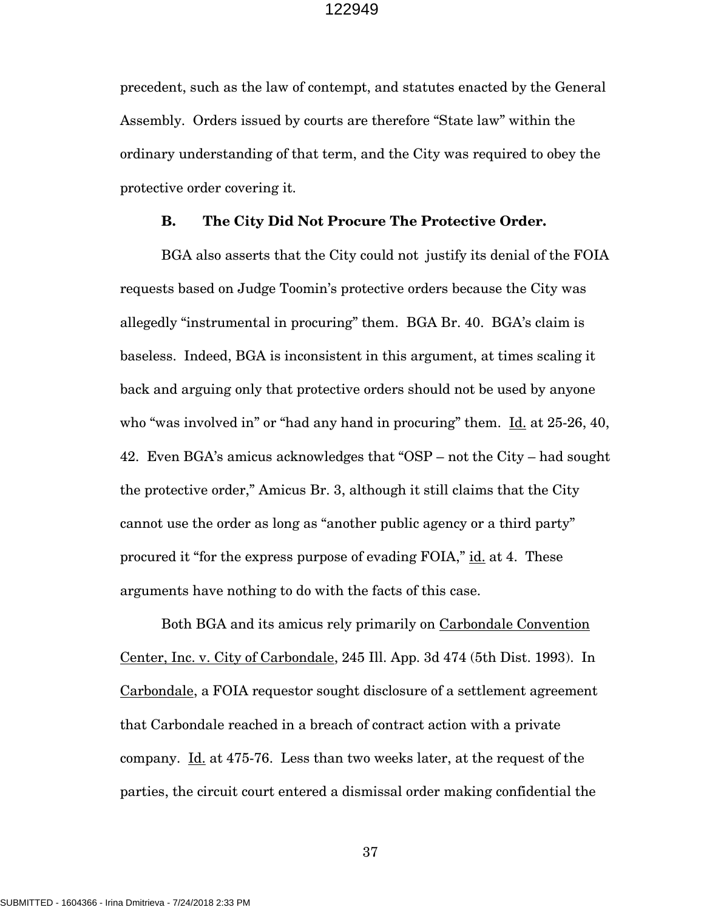precedent, such as the law of contempt, and statutes enacted by the General Assembly. Orders issued by courts are therefore "State law" within the ordinary understanding of that term, and the City was required to obey the protective order covering it.

### B. The City Did Not Procure The Protective Order.

BGA also asserts that the City could not justify its denial of the FOIA requests based on Judge Toomin's protective orders because the City was allegedly "instrumental in procuring" them. BGA Br. 40. BGA's claim is baseless. Indeed, BGA is inconsistent in this argument, at times scaling it back and arguing only that protective orders should not be used by anyone who "was involved in" or "had any hand in procuring" them. Id. at 25-26, 40, 42. Even BGA's amicus acknowledges that "OSP – not the City – had sought the protective order," Amicus Br. 3, although it still claims that the City cannot use the order as long as "another public agency or a third party" procured it "for the express purpose of evading FOIA," id. at 4. These arguments have nothing to do with the facts of this case.

Both BGA and its amicus rely primarily on Carbondale Convention Center, Inc. v. City of Carbondale, 245 Ill. App. 3d 474 (5th Dist. 1993). In Carbondale, a FOIA requestor sought disclosure of a settlement agreement that Carbondale reached in a breach of contract action with a private company. Id. at 475-76. Less than two weeks later, at the request of the parties, the circuit court entered a dismissal order making confidential the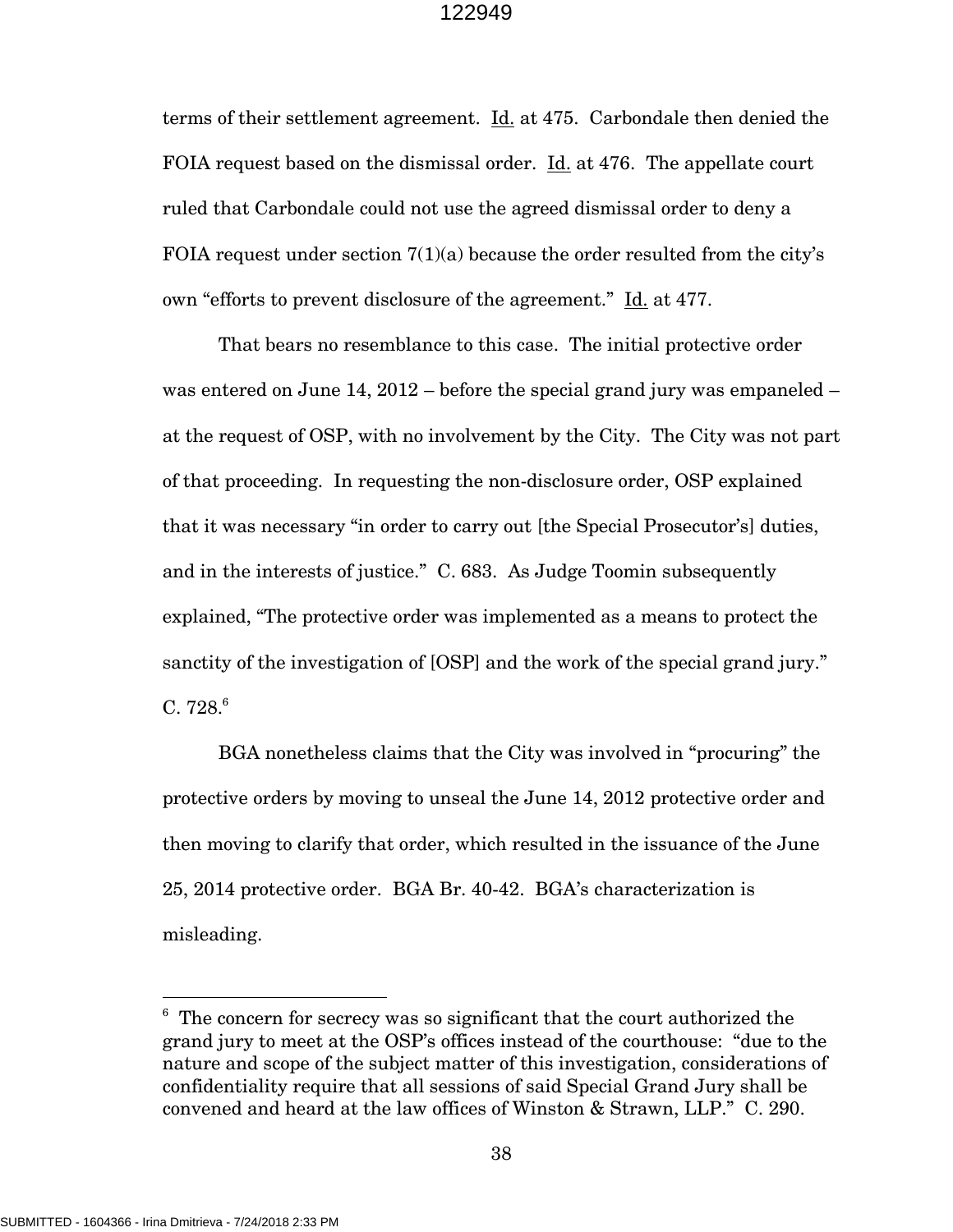terms of their settlement agreement. Id. at 475. Carbondale then denied the FOIA request based on the dismissal order. Id. at 476. The appellate court ruled that Carbondale could not use the agreed dismissal order to deny a FOIA request under section 7(1)(a) because the order resulted from the city's own "efforts to prevent disclosure of the agreement." Id. at 477.

That bears no resemblance to this case. The initial protective order was entered on June 14, 2012 – before the special grand jury was empaneled – at the request of OSP, with no involvement by the City. The City was not part of that proceeding. In requesting the non-disclosure order, OSP explained that it was necessary "in order to carry out [the Special Prosecutor's] duties, and in the interests of justice." C. 683. As Judge Toomin subsequently explained, "The protective order was implemented as a means to protect the sanctity of the investigation of [OSP] and the work of the special grand jury." C. 728.[6]

BGA nonetheless claims that the City was involved in "procuring" the protective orders by moving to unseal the June 14, 2012 protective order and then moving to clarify that order, which resulted in the issuance of the June 25, 2014 protective order. BGA Br. 40-42. BGA's characterization is misleading.

[6] The concern for secrecy was so significant that the court authorized the grand jury to meet at the OSP's offices instead of the courthouse: "due to the nature and scope of the subject matter of this investigation, considerations of confidentiality require that all sessions of said Special Grand Jury shall be convened and heard at the law offices of Winston & Strawn, LLP." C. 290.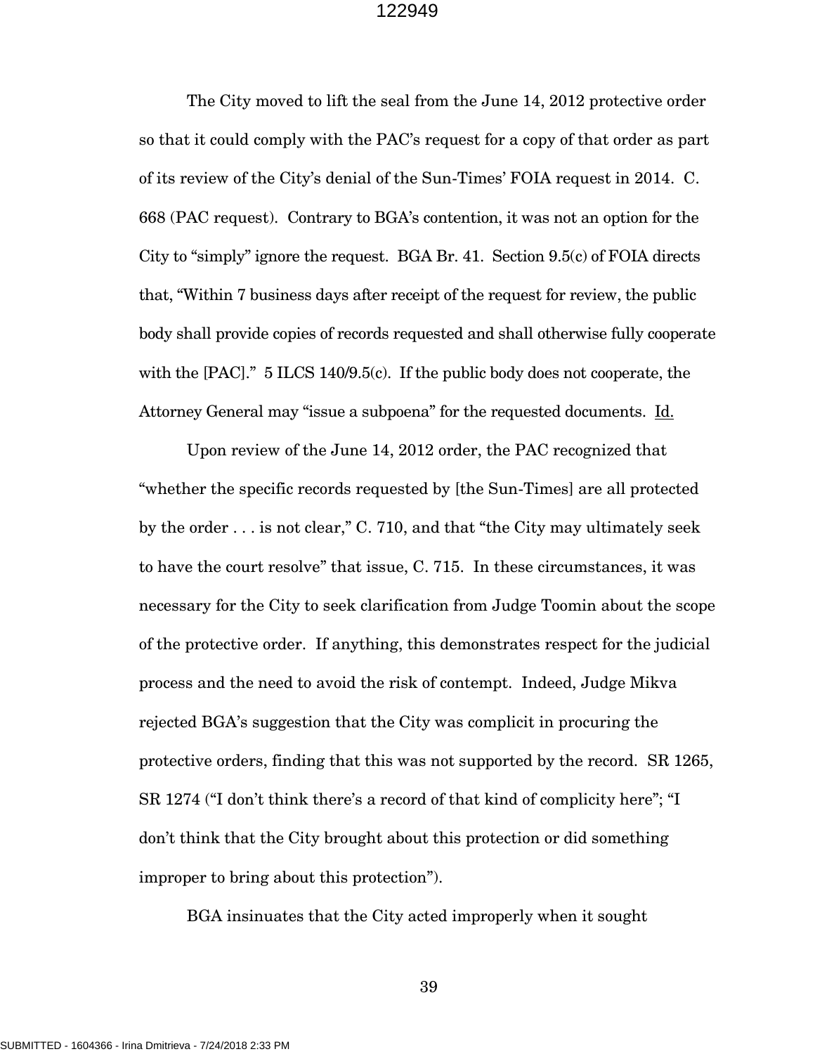The City moved to lift the seal from the June 14, 2012 protective order so that it could comply with the PAC's request for a copy of that order as part of its review of the City's denial of the Sun-Times' FOIA request in 2014. C. 668 (PAC request). Contrary to BGA's contention, it was not an option for the City to "simply" ignore the request. BGA Br. 41. Section 9.5(c) of FOIA directs that, "Within 7 business days after receipt of the request for review, the public body shall provide copies of records requested and shall otherwise fully cooperate with the [PAC]." 5 ILCS 140/9.5(c). If the public body does not cooperate, the Attorney General may "issue a subpoena" for the requested documents. Id.

Upon review of the June 14, 2012 order, the PAC recognized that "whether the specific records requested by [the Sun-Times] are all protected by the order . . . is not clear," C. 710, and that "the City may ultimately seek to have the court resolve" that issue, C. 715. In these circumstances, it was necessary for the City to seek clarification from Judge Toomin about the scope of the protective order. If anything, this demonstrates respect for the judicial process and the need to avoid the risk of contempt. Indeed, Judge Mikva rejected BGA's suggestion that the City was complicit in procuring the protective orders, finding that this was not supported by the record. SR 1265, SR 1274 ("I don't think there's a record of that kind of complicity here"; "I don't think that the City brought about this protection or did something improper to bring about this protection").

BGA insinuates that the City acted improperly when it sought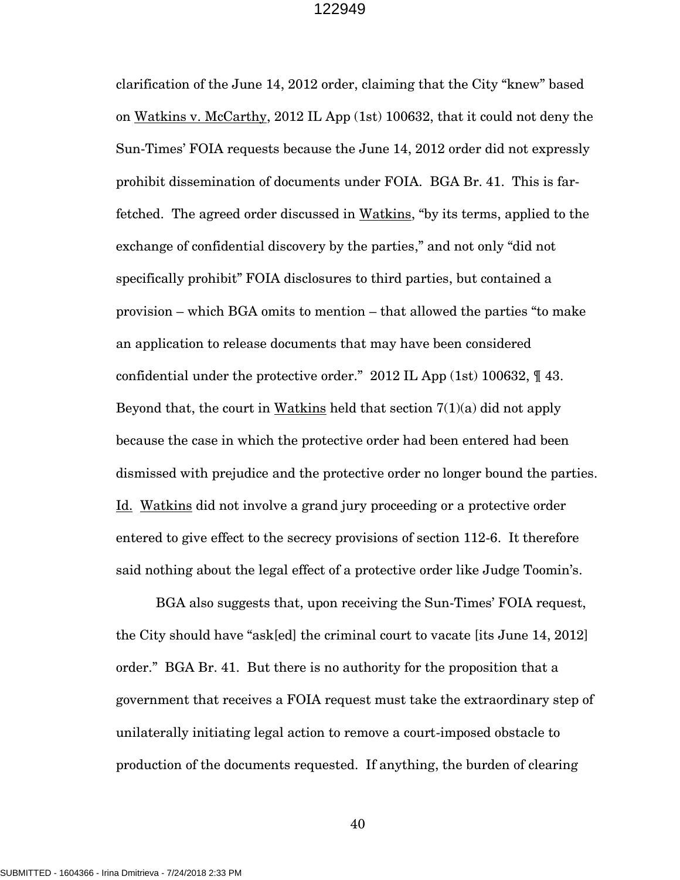clarification of the June 14, 2012 order, claiming that the City "knew" based on Watkins v. McCarthy, 2012 IL App (1st) 100632, that it could not deny the Sun-Times' FOIA requests because the June 14, 2012 order did not expressly prohibit dissemination of documents under FOIA. BGA Br. 41. This is far-fetched. The agreed order discussed in Watkins, "by its terms, applied to the exchange of confidential discovery by the parties," and not only "did not specifically prohibit" FOIA disclosures to third parties, but contained a provision – which BGA omits to mention – that allowed the parties "to make an application to release documents that may have been considered confidential under the protective order." 2012 IL App (1st) 100632, ¶ 43. Beyond that, the court in Watkins held that section 7(1)(a) did not apply because the case in which the protective order had been entered had been dismissed with prejudice and the protective order no longer bound the parties. Id. Watkins did not involve a grand jury proceeding or a protective order entered to give effect to the secrecy provisions of section 112-6. It therefore said nothing about the legal effect of a protective order like Judge Toomin's.

BGA also suggests that, upon receiving the Sun-Times' FOIA request, the City should have "ask[ed] the criminal court to vacate [its June 14, 2012] order." BGA Br. 41. But there is no authority for the proposition that a government that receives a FOIA request must take the extraordinary step of unilaterally initiating legal action to remove a court-imposed obstacle to production of the documents requested. If anything, the burden of clearing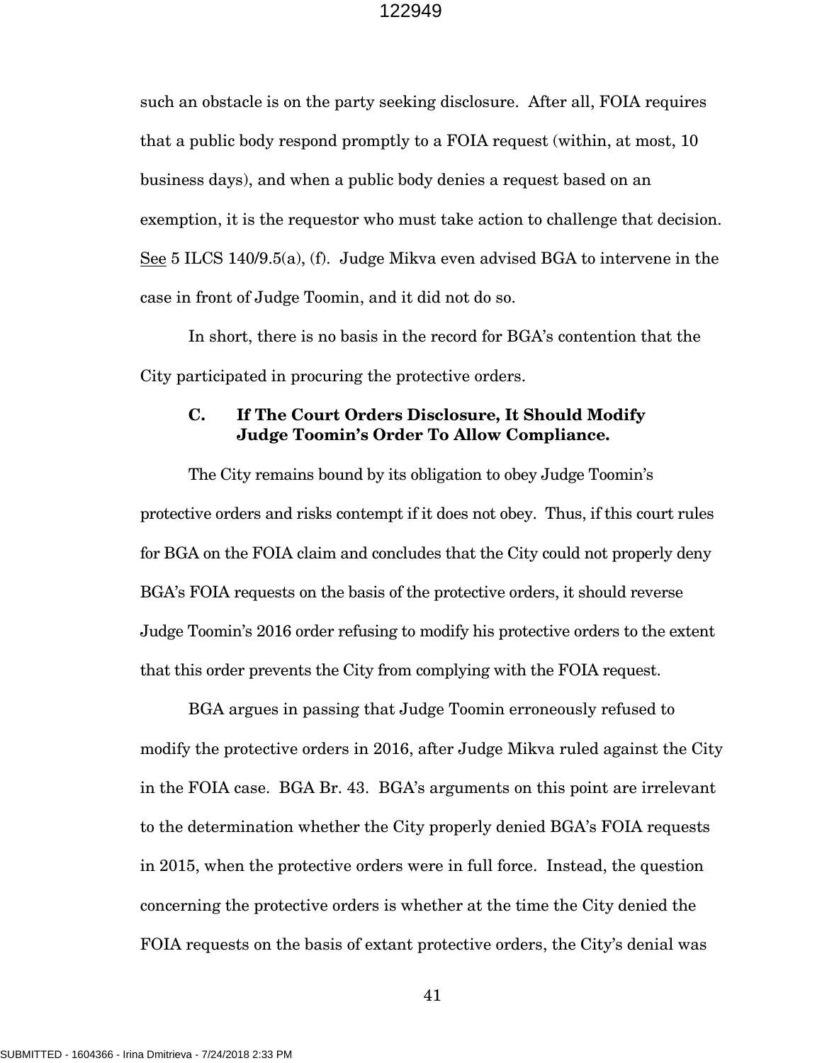such an obstacle is on the party seeking disclosure. After all, FOIA requires that a public body respond promptly to a FOIA request (within, at most, 10 business days), and when a public body denies a request based on an exemption, it is the requestor who must take action to challenge that decision. See 5 ILCS 140/9.5(a), (f). Judge Mikva even advised BGA to intervene in the case in front of Judge Toomin, and it did not do so.

In short, there is no basis in the record for BGA's contention that the City participated in procuring the protective orders.

### C. If The Court Orders Disclosure, It Should Modify Judge Toomin's Order To Allow Compliance.

The City remains bound by its obligation to obey Judge Toomin's protective orders and risks contempt if it does not obey. Thus, if this court rules for BGA on the FOIA claim and concludes that the City could not properly deny BGA's FOIA requests on the basis of the protective orders, it should reverse Judge Toomin's 2016 order refusing to modify his protective orders to the extent that this order prevents the City from complying with the FOIA request.

BGA argues in passing that Judge Toomin erroneously refused to modify the protective orders in 2016, after Judge Mikva ruled against the City in the FOIA case. BGA Br. 43. BGA's arguments on this point are irrelevant to the determination whether the City properly denied BGA's FOIA requests in 2015, when the protective orders were in full force. Instead, the question concerning the protective orders is whether at the time the City denied the FOIA requests on the basis of extant protective orders, the City's denial was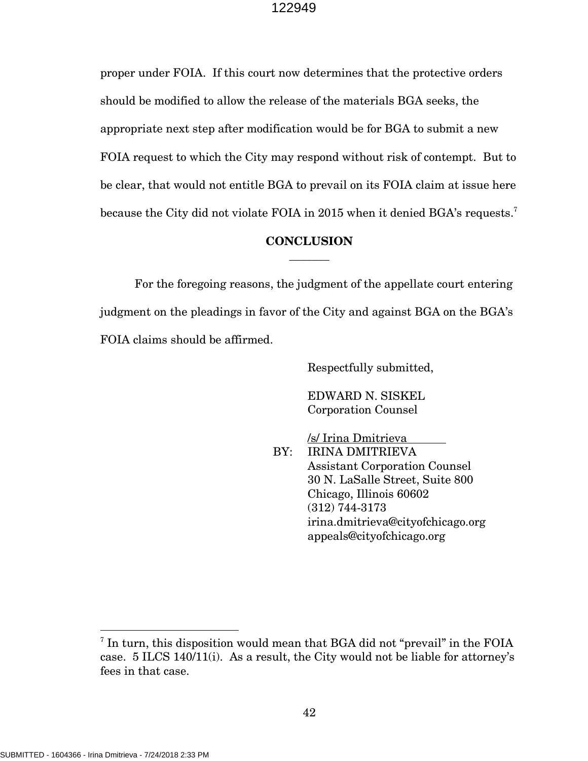proper under FOIA. If this court now determines that the protective orders should be modified to allow the release of the materials BGA seeks, the appropriate next step after modification would be for BGA to submit a new FOIA request to which the City may respond without risk of contempt. But to be clear, that would not entitle BGA to prevail on its FOIA claim at issue here because the City did not violate FOIA in 2015 when it denied BGA's requests.[7]

## CONCLUSION

For the foregoing reasons, the judgment of the appellate court entering judgment on the pleadings in favor of the City and against BGA on the BGA's FOIA claims should be affirmed.

Respectfully submitted,

EDWARD N. SISKEL
Corporation Counsel

/s/ Irina Dmitrieva

BY: IRINA DMITRIEVA
Assistant Corporation Counsel
30 N. LaSalle Street, Suite 800
Chicago, Illinois 60602
(312) 744-3173
irina.dmitrieva@cityofchicago.org
appeals@cityofchicago.org

[7] In turn, this disposition would mean that BGA did not "prevail" in the FOIA case. 5 ILCS 140/11(i). As a result, the City would not be liable for attorney's fees in that case.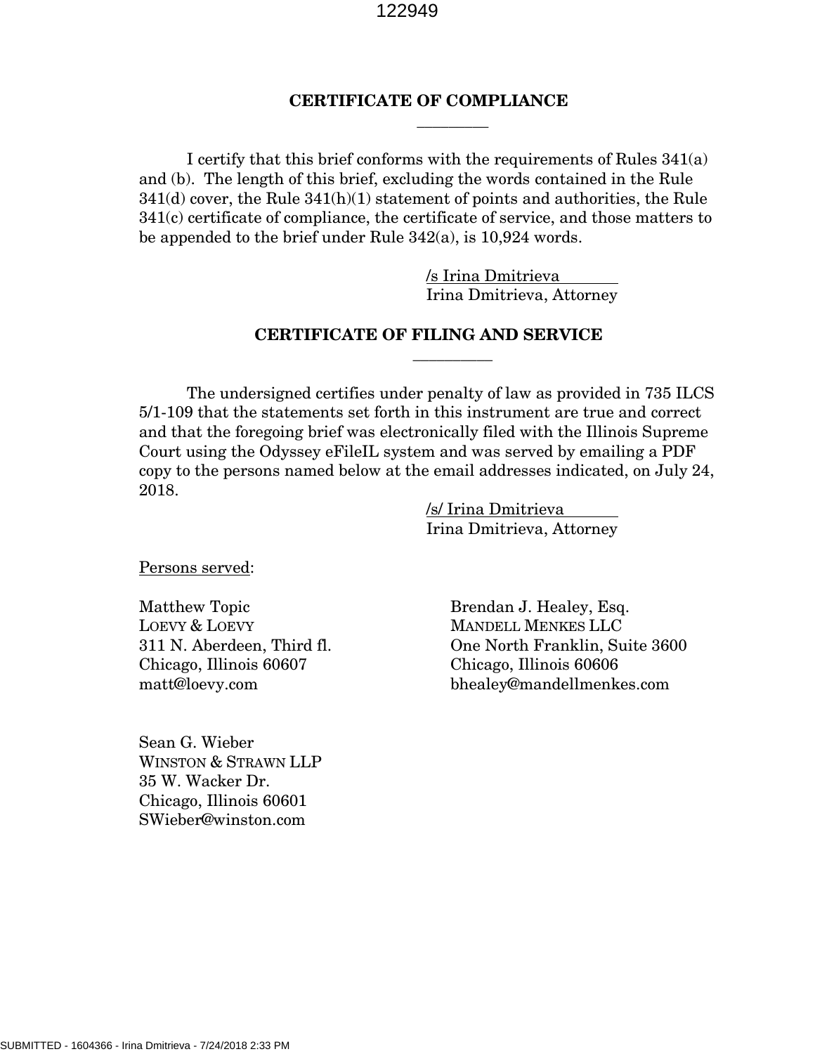## CERTIFICATE OF COMPLIANCE

I certify that this brief conforms with the requirements of Rules 341(a) and (b). The length of this brief, excluding the words contained in the Rule 341(d) cover, the Rule 341(h)(1) statement of points and authorities, the Rule 341(c) certificate of compliance, the certificate of service, and those matters to be appended to the brief under Rule 342(a), is 10,924 words.

/s Irina Dmitrieva
Irina Dmitrieva, Attorney

## CERTIFICATE OF FILING AND SERVICE

The undersigned certifies under penalty of law as provided in 735 ILCS 5/1-109 that the statements set forth in this instrument are true and correct and that the foregoing brief was electronically filed with the Illinois Supreme Court using the Odyssey eFileIL system and was served by emailing a PDF copy to the persons named below at the email addresses indicated, on July 24, 2018.

/s/ Irina Dmitrieva
Irina Dmitrieva, Attorney

Persons served:

Matthew Topic
LOEVY & LOEVY
311 N. Aberdeen, Third fl.
Chicago, Illinois 60607
matt@loevy.com

Brendan J. Healey, Esq.
MANDELL MENKES LLC
One North Franklin, Suite 3600
Chicago, Illinois 60606
bhealey@mandellmenkes.com

Sean G. Wieber
WINSTON & STRAWN LLP
35 W. Wacker Dr.
Chicago, Illinois 60601
SWieber@winston.com